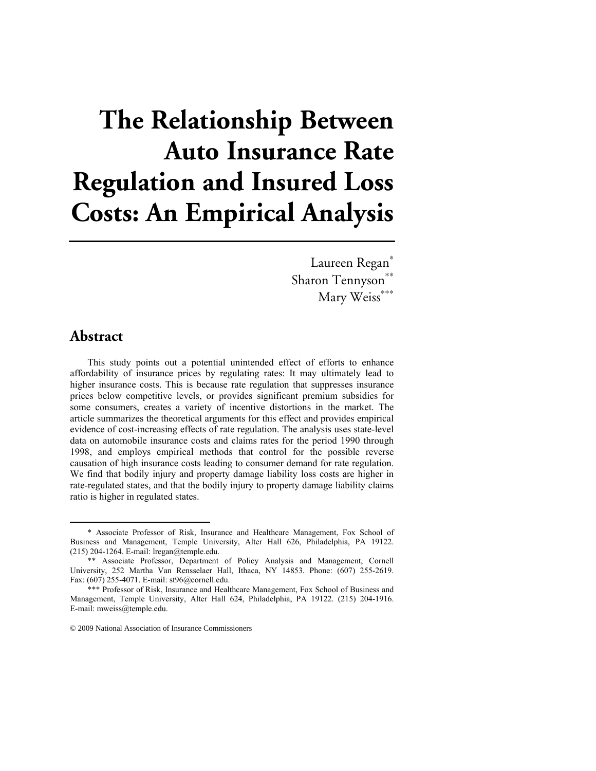# The Relationship Between Auto Insurance Rate Regulation and Insured Loss Costs: An Empirical Analysis

Laureen Regan*
Sharon Tennyson**
Mary Weiss***

## Abstract

This study points out a potential unintended effect of efforts to enhance affordability of insurance prices by regulating rates: It may ultimately lead to higher insurance costs. This is because rate regulation that suppresses insurance prices below competitive levels, or provides significant premium subsidies for some consumers, creates a variety of incentive distortions in the market. The article summarizes the theoretical arguments for this effect and provides empirical evidence of cost-increasing effects of rate regulation. The analysis uses state-level data on automobile insurance costs and claims rates for the period 1990 through 1998, and employs empirical methods that control for the possible reverse causation of high insurance costs leading to consumer demand for rate regulation. We find that bodily injury and property damage liability loss costs are higher in rate-regulated states, and that the bodily injury to property damage liability claims ratio is higher in regulated states.

---

\* Associate Professor of Risk, Insurance and Healthcare Management, Fox School of Business and Management, Temple University, Alter Hall 626, Philadelphia, PA 19122. (215) 204-1264. E-mail: lregan@temple.edu.

\*\* Associate Professor, Department of Policy Analysis and Management, Cornell University, 252 Martha Van Rensselaer Hall, Ithaca, NY 14853. Phone: (607) 255-2619. Fax: (607) 255-4071. E-mail: st96@cornell.edu.

\*\*\* Professor of Risk, Insurance and Healthcare Management, Fox School of Business and Management, Temple University, Alter Hall 624, Philadelphia, PA 19122. (215) 204-1916. E-mail: mweiss@temple.edu.

© 2009 National Association of Insurance Commissioners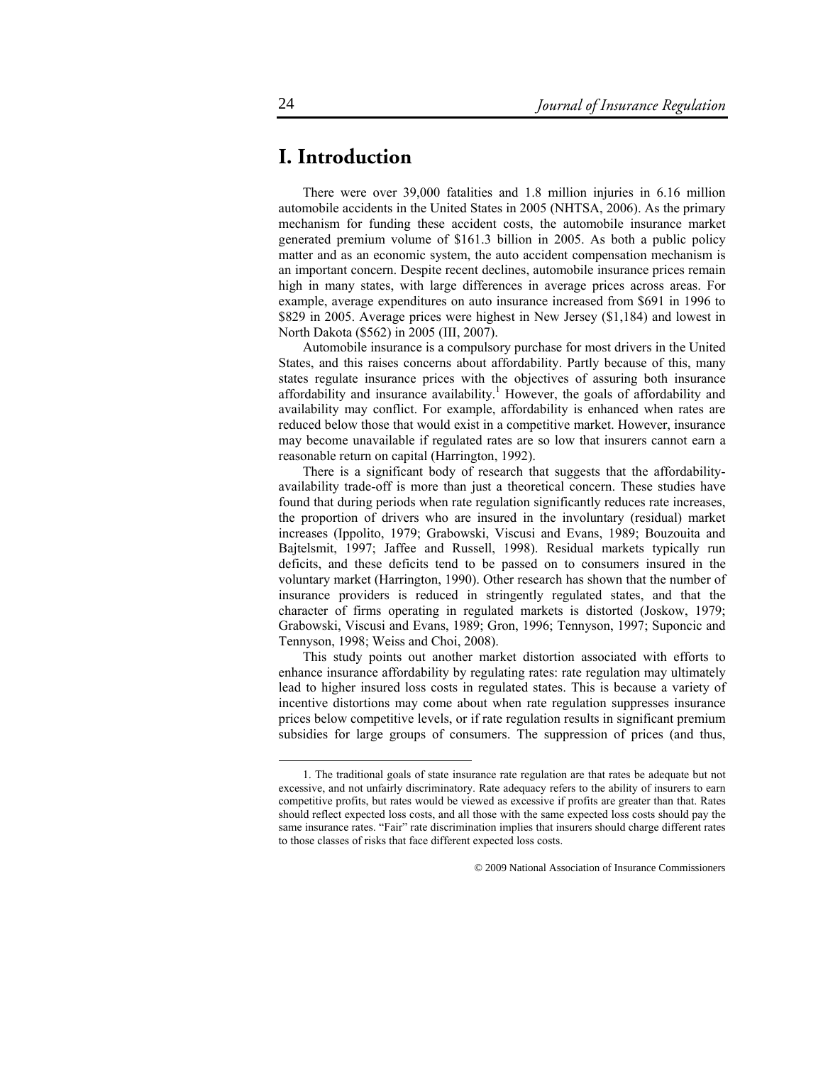# I. Introduction

There were over 39,000 fatalities and 1.8 million injuries in 6.16 million automobile accidents in the United States in 2005 (NHTSA, 2006). As the primary mechanism for funding these accident costs, the automobile insurance market generated premium volume of $161.3 billion in 2005. As both a public policy matter and as an economic system, the auto accident compensation mechanism is an important concern. Despite recent declines, automobile insurance prices remain high in many states, with large differences in average prices across areas. For example, average expenditures on auto insurance increased from $691 in 1996 to $829 in 2005. Average prices were highest in New Jersey ($1,184) and lowest in North Dakota ($562) in 2005 (III, 2007).

Automobile insurance is a compulsory purchase for most drivers in the United States, and this raises concerns about affordability. Partly because of this, many states regulate insurance prices with the objectives of assuring both insurance affordability and insurance availability.[1] However, the goals of affordability and availability may conflict. For example, affordability is enhanced when rates are reduced below those that would exist in a competitive market. However, insurance may become unavailable if regulated rates are so low that insurers cannot earn a reasonable return on capital (Harrington, 1992).

There is a significant body of research that suggests that the affordability-availability trade-off is more than just a theoretical concern. These studies have found that during periods when rate regulation significantly reduces rate increases, the proportion of drivers who are insured in the involuntary (residual) market increases (Ippolito, 1979; Grabowski, Viscusi and Evans, 1989; Bouzouita and Bajtelsmit, 1997; Jaffee and Russell, 1998). Residual markets typically run deficits, and these deficits tend to be passed on to consumers insured in the voluntary market (Harrington, 1990). Other research has shown that the number of insurance providers is reduced in stringently regulated states, and that the character of firms operating in regulated markets is distorted (Joskow, 1979; Grabowski, Viscusi and Evans, 1989; Gron, 1996; Tennyson, 1997; Suponcic and Tennyson, 1998; Weiss and Choi, 2008).

This study points out another market distortion associated with efforts to enhance insurance affordability by regulating rates: rate regulation may ultimately lead to higher insured loss costs in regulated states. This is because a variety of incentive distortions may come about when rate regulation suppresses insurance prices below competitive levels, or if rate regulation results in significant premium subsidies for large groups of consumers. The suppression of prices (and thus,

1. The traditional goals of state insurance rate regulation are that rates be adequate but not excessive, and not unfairly discriminatory. Rate adequacy refers to the ability of insurers to earn competitive profits, but rates would be viewed as excessive if profits are greater than that. Rates should reflect expected loss costs, and all those with the same expected loss costs should pay the same insurance rates. "Fair" rate discrimination implies that insurers should charge different rates to those classes of risks that face different expected loss costs.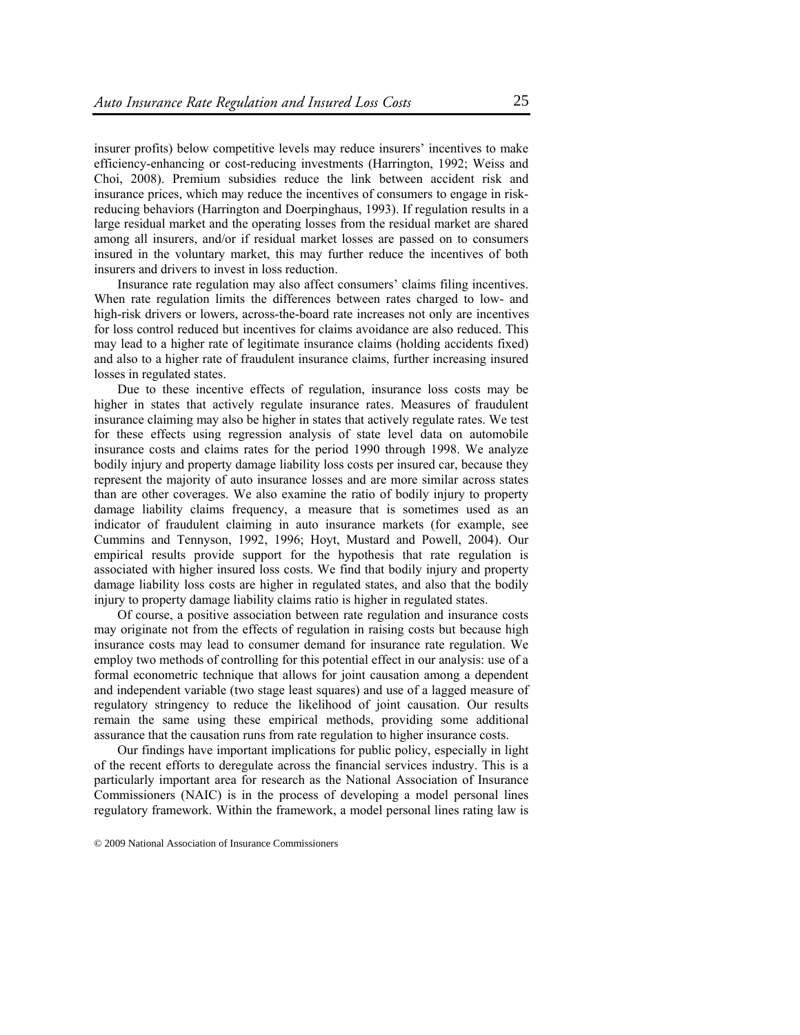insurer profits) below competitive levels may reduce insurers' incentives to make efficiency-enhancing or cost-reducing investments (Harrington, 1992; Weiss and Choi, 2008). Premium subsidies reduce the link between accident risk and insurance prices, which may reduce the incentives of consumers to engage in risk-reducing behaviors (Harrington and Doerpinghaus, 1993). If regulation results in a large residual market and the operating losses from the residual market are shared among all insurers, and/or if residual market losses are passed on to consumers insured in the voluntary market, this may further reduce the incentives of both insurers and drivers to invest in loss reduction.

Insurance rate regulation may also affect consumers' claims filing incentives. When rate regulation limits the differences between rates charged to low- and high-risk drivers or lowers, across-the-board rate increases not only are incentives for loss control reduced but incentives for claims avoidance are also reduced. This may lead to a higher rate of legitimate insurance claims (holding accidents fixed) and also to a higher rate of fraudulent insurance claims, further increasing insured losses in regulated states.

Due to these incentive effects of regulation, insurance loss costs may be higher in states that actively regulate insurance rates. Measures of fraudulent insurance claiming may also be higher in states that actively regulate rates. We test for these effects using regression analysis of state level data on automobile insurance costs and claims rates for the period 1990 through 1998. We analyze bodily injury and property damage liability loss costs per insured car, because they represent the majority of auto insurance losses and are more similar across states than are other coverages. We also examine the ratio of bodily injury to property damage liability claims frequency, a measure that is sometimes used as an indicator of fraudulent claiming in auto insurance markets (for example, see Cummins and Tennyson, 1992, 1996; Hoyt, Mustard and Powell, 2004). Our empirical results provide support for the hypothesis that rate regulation is associated with higher insured loss costs. We find that bodily injury and property damage liability loss costs are higher in regulated states, and also that the bodily injury to property damage liability claims ratio is higher in regulated states.

Of course, a positive association between rate regulation and insurance costs may originate not from the effects of regulation in raising costs but because high insurance costs may lead to consumer demand for insurance rate regulation. We employ two methods of controlling for this potential effect in our analysis: use of a formal econometric technique that allows for joint causation among a dependent and independent variable (two stage least squares) and use of a lagged measure of regulatory stringency to reduce the likelihood of joint causation. Our results remain the same using these empirical methods, providing some additional assurance that the causation runs from rate regulation to higher insurance costs.

Our findings have important implications for public policy, especially in light of the recent efforts to deregulate across the financial services industry. This is a particularly important area for research as the National Association of Insurance Commissioners (NAIC) is in the process of developing a model personal lines regulatory framework. Within the framework, a model personal lines rating law is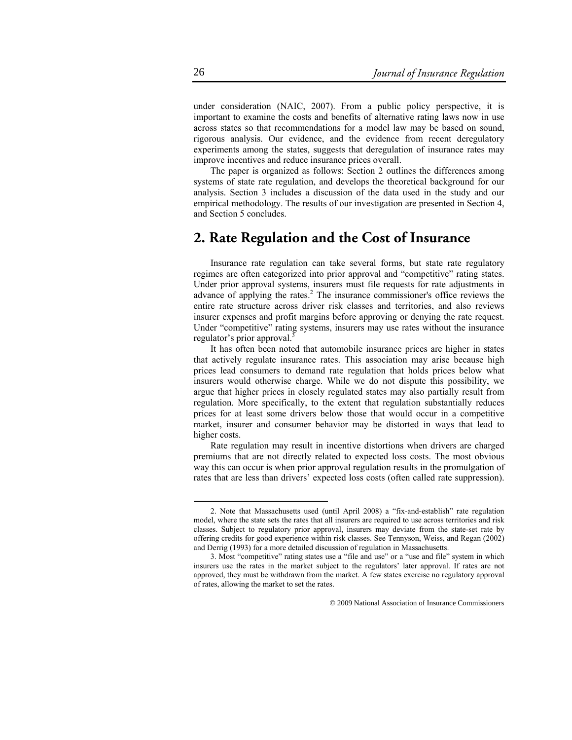under consideration (NAIC, 2007). From a public policy perspective, it is important to examine the costs and benefits of alternative rating laws now in use across states so that recommendations for a model law may be based on sound, rigorous analysis. Our evidence, and the evidence from recent deregulatory experiments among the states, suggests that deregulation of insurance rates may improve incentives and reduce insurance prices overall.

The paper is organized as follows: Section 2 outlines the differences among systems of state rate regulation, and develops the theoretical background for our analysis. Section 3 includes a discussion of the data used in the study and our empirical methodology. The results of our investigation are presented in Section 4, and Section 5 concludes.

## 2. Rate Regulation and the Cost of Insurance

Insurance rate regulation can take several forms, but state rate regulatory regimes are often categorized into prior approval and "competitive" rating states. Under prior approval systems, insurers must file requests for rate adjustments in advance of applying the rates.[2] The insurance commissioner's office reviews the entire rate structure across driver risk classes and territories, and also reviews insurer expenses and profit margins before approving or denying the rate request. Under "competitive" rating systems, insurers may use rates without the insurance regulator's prior approval.[3]

It has often been noted that automobile insurance prices are higher in states that actively regulate insurance rates. This association may arise because high prices lead consumers to demand rate regulation that holds prices below what insurers would otherwise charge. While we do not dispute this possibility, we argue that higher prices in closely regulated states may also partially result from regulation. More specifically, to the extent that regulation substantially reduces prices for at least some drivers below those that would occur in a competitive market, insurer and consumer behavior may be distorted in ways that lead to higher costs.

Rate regulation may result in incentive distortions when drivers are charged premiums that are not directly related to expected loss costs. The most obvious way this can occur is when prior approval regulation results in the promulgation of rates that are less than drivers' expected loss costs (often called rate suppression).

---

2. Note that Massachusetts used (until April 2008) a "fix-and-establish" rate regulation model, where the state sets the rates that all insurers are required to use across territories and risk classes. Subject to regulatory prior approval, insurers may deviate from the state-set rate by offering credits for good experience within risk classes. See Tennyson, Weiss, and Regan (2002) and Derrig (1993) for a more detailed discussion of regulation in Massachusetts.

3. Most "competitive" rating states use a "file and use" or a "use and file" system in which insurers use the rates in the market subject to the regulators' later approval. If rates are not approved, they must be withdrawn from the market. A few states exercise no regulatory approval of rates, allowing the market to set the rates.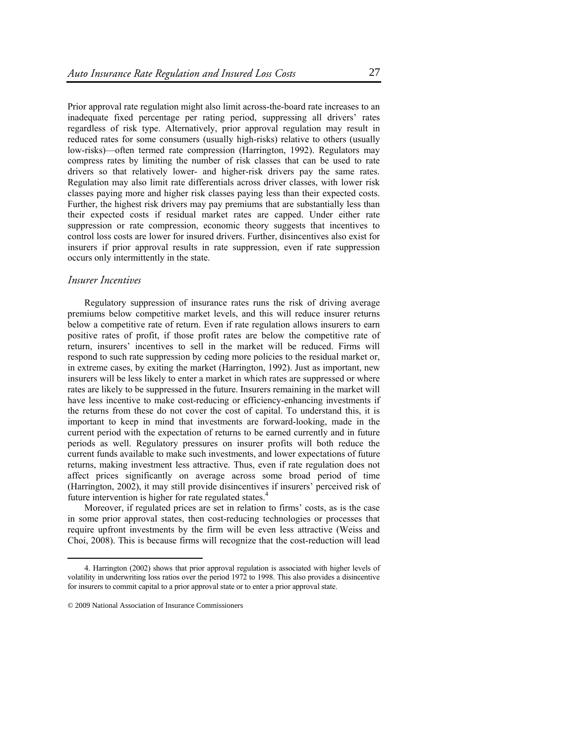Prior approval rate regulation might also limit across-the-board rate increases to an inadequate fixed percentage per rating period, suppressing all drivers' rates regardless of risk type. Alternatively, prior approval regulation may result in reduced rates for some consumers (usually high-risks) relative to others (usually low-risks)—often termed rate compression (Harrington, 1992). Regulators may compress rates by limiting the number of risk classes that can be used to rate drivers so that relatively lower- and higher-risk drivers pay the same rates. Regulation may also limit rate differentials across driver classes, with lower risk classes paying more and higher risk classes paying less than their expected costs. Further, the highest risk drivers may pay premiums that are substantially less than their expected costs if residual market rates are capped. Under either rate suppression or rate compression, economic theory suggests that incentives to control loss costs are lower for insured drivers. Further, disincentives also exist for insurers if prior approval results in rate suppression, even if rate suppression occurs only intermittently in the state.

### *Insurer Incentives*

Regulatory suppression of insurance rates runs the risk of driving average premiums below competitive market levels, and this will reduce insurer returns below a competitive rate of return. Even if rate regulation allows insurers to earn positive rates of profit, if those profit rates are below the competitive rate of return, insurers' incentives to sell in the market will be reduced. Firms will respond to such rate suppression by ceding more policies to the residual market or, in extreme cases, by exiting the market (Harrington, 1992). Just as important, new insurers will be less likely to enter a market in which rates are suppressed or where rates are likely to be suppressed in the future. Insurers remaining in the market will have less incentive to make cost-reducing or efficiency-enhancing investments if the returns from these do not cover the cost of capital. To understand this, it is important to keep in mind that investments are forward-looking, made in the current period with the expectation of returns to be earned currently and in future periods as well. Regulatory pressures on insurer profits will both reduce the current funds available to make such investments, and lower expectations of future returns, making investment less attractive. Thus, even if rate regulation does not affect prices significantly on average across some broad period of time (Harrington, 2002), it may still provide disincentives if insurers' perceived risk of future intervention is higher for rate regulated states.[4]

Moreover, if regulated prices are set in relation to firms' costs, as is the case in some prior approval states, then cost-reducing technologies or processes that require upfront investments by the firm will be even less attractive (Weiss and Choi, 2008). This is because firms will recognize that the cost-reduction will lead

4. Harrington (2002) shows that prior approval regulation is associated with higher levels of volatility in underwriting loss ratios over the period 1972 to 1998. This also provides a disincentive for insurers to commit capital to a prior approval state or to enter a prior approval state.

© 2009 National Association of Insurance Commissioners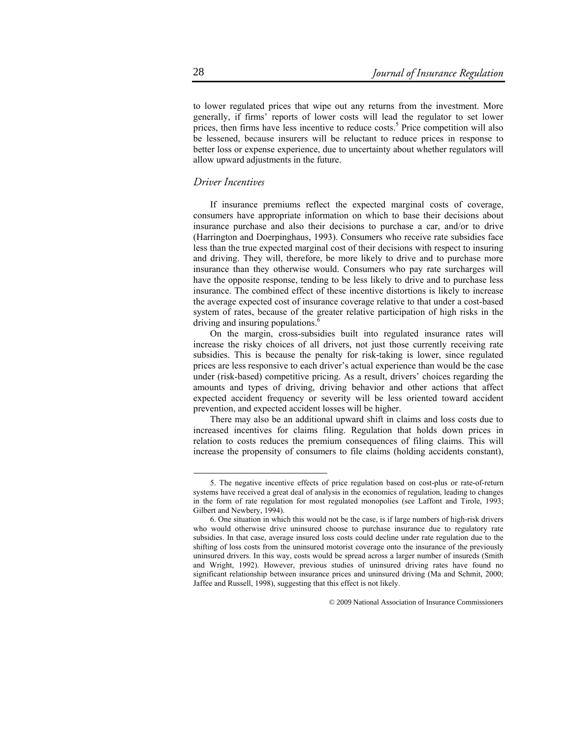to lower regulated prices that wipe out any returns from the investment. More generally, if firms' reports of lower costs will lead the regulator to set lower prices, then firms have less incentive to reduce costs.[5] Price competition will also be lessened, because insurers will be reluctant to reduce prices in response to better loss or expense experience, due to uncertainty about whether regulators will allow upward adjustments in the future.

### *Driver Incentives*

If insurance premiums reflect the expected marginal costs of coverage, consumers have appropriate information on which to base their decisions about insurance purchase and also their decisions to purchase a car, and/or to drive (Harrington and Doerpinghaus, 1993). Consumers who receive rate subsidies face less than the true expected marginal cost of their decisions with respect to insuring and driving. They will, therefore, be more likely to drive and to purchase more insurance than they otherwise would. Consumers who pay rate surcharges will have the opposite response, tending to be less likely to drive and to purchase less insurance. The combined effect of these incentive distortions is likely to increase the average expected cost of insurance coverage relative to that under a cost-based system of rates, because of the greater relative participation of high risks in the driving and insuring populations.[6]

On the margin, cross-subsidies built into regulated insurance rates will increase the risky choices of all drivers, not just those currently receiving rate subsidies. This is because the penalty for risk-taking is lower, since regulated prices are less responsive to each driver's actual experience than would be the case under (risk-based) competitive pricing. As a result, drivers' choices regarding the amounts and types of driving, driving behavior and other actions that affect expected accident frequency or severity will be less oriented toward accident prevention, and expected accident losses will be higher.

There may also be an additional upward shift in claims and loss costs due to increased incentives for claims filing. Regulation that holds down prices in relation to costs reduces the premium consequences of filing claims. This will increase the propensity of consumers to file claims (holding accidents constant),

---

5. The negative incentive effects of price regulation based on cost-plus or rate-of-return systems have received a great deal of analysis in the economics of regulation, leading to changes in the form of rate regulation for most regulated monopolies (see Laffont and Tirole, 1993; Gilbert and Newbery, 1994).

6. One situation in which this would not be the case, is if large numbers of high-risk drivers who would otherwise drive uninsured choose to purchase insurance due to regulatory rate subsidies. In that case, average insured loss costs could decline under rate regulation due to the shifting of loss costs from the uninsured motorist coverage onto the insurance of the previously uninsured drivers. In this way, costs would be spread across a larger number of insureds (Smith and Wright, 1992). However, previous studies of uninsured driving rates have found no significant relationship between insurance prices and uninsured driving (Ma and Schmit, 2000; Jaffee and Russell, 1998), suggesting that this effect is not likely.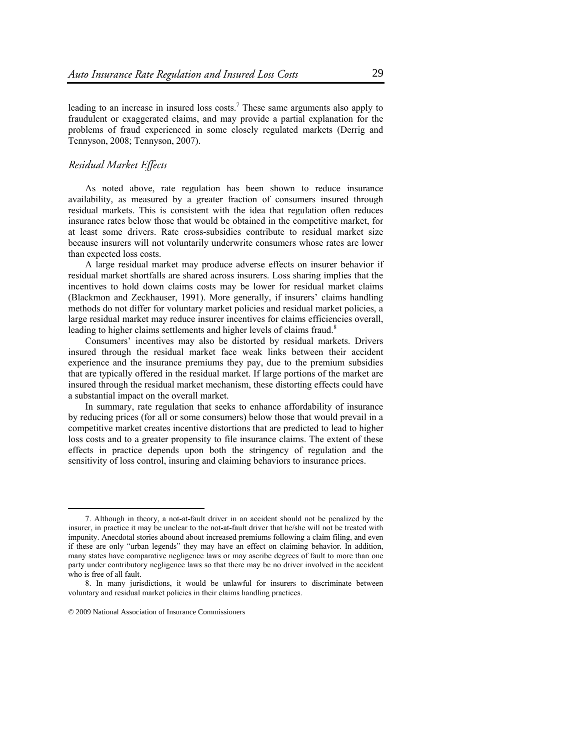leading to an increase in insured loss costs.[7] These same arguments also apply to fraudulent or exaggerated claims, and may provide a partial explanation for the problems of fraud experienced in some closely regulated markets (Derrig and Tennyson, 2008; Tennyson, 2007).

### *Residual Market Effects*

As noted above, rate regulation has been shown to reduce insurance availability, as measured by a greater fraction of consumers insured through residual markets. This is consistent with the idea that regulation often reduces insurance rates below those that would be obtained in the competitive market, for at least some drivers. Rate cross-subsidies contribute to residual market size because insurers will not voluntarily underwrite consumers whose rates are lower than expected loss costs.

A large residual market may produce adverse effects on insurer behavior if residual market shortfalls are shared across insurers. Loss sharing implies that the incentives to hold down claims costs may be lower for residual market claims (Blackmon and Zeckhauser, 1991). More generally, if insurers' claims handling methods do not differ for voluntary market policies and residual market policies, a large residual market may reduce insurer incentives for claims efficiencies overall, leading to higher claims settlements and higher levels of claims fraud.[8]

Consumers' incentives may also be distorted by residual markets. Drivers insured through the residual market face weak links between their accident experience and the insurance premiums they pay, due to the premium subsidies that are typically offered in the residual market. If large portions of the market are insured through the residual market mechanism, these distorting effects could have a substantial impact on the overall market.

In summary, rate regulation that seeks to enhance affordability of insurance by reducing prices (for all or some consumers) below those that would prevail in a competitive market creates incentive distortions that are predicted to lead to higher loss costs and to a greater propensity to file insurance claims. The extent of these effects in practice depends upon both the stringency of regulation and the sensitivity of loss control, insuring and claiming behaviors to insurance prices.

---

7. Although in theory, a not-at-fault driver in an accident should not be penalized by the insurer, in practice it may be unclear to the not-at-fault driver that he/she will not be treated with impunity. Anecdotal stories abound about increased premiums following a claim filing, and even if these are only "urban legends" they may have an effect on claiming behavior. In addition, many states have comparative negligence laws or may ascribe degrees of fault to more than one party under contributory negligence laws so that there may be no driver involved in the accident who is free of all fault.

8. In many jurisdictions, it would be unlawful for insurers to discriminate between voluntary and residual market policies in their claims handling practices.

© 2009 National Association of Insurance Commissioners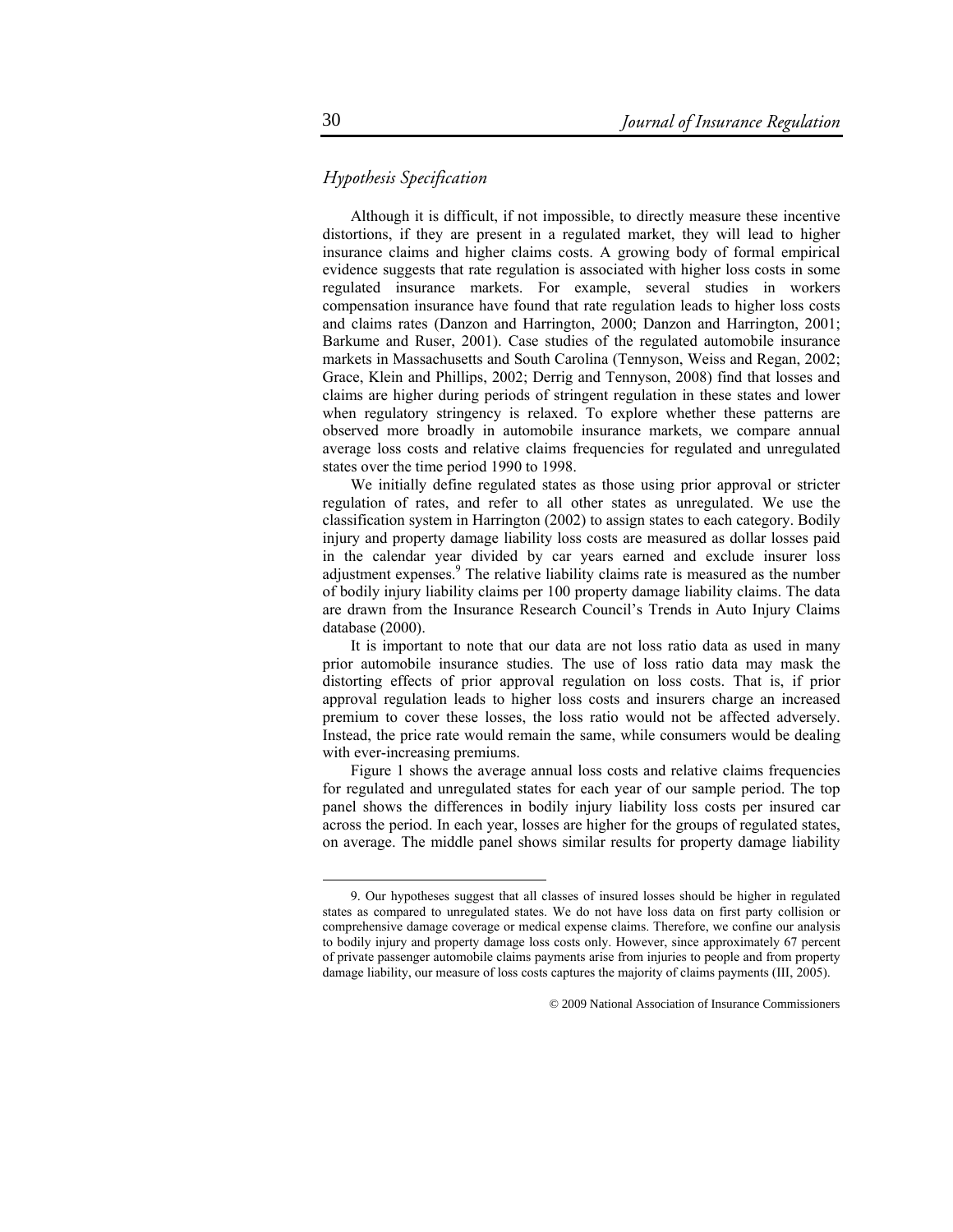### *Hypothesis Specification*

Although it is difficult, if not impossible, to directly measure these incentive distortions, if they are present in a regulated market, they will lead to higher insurance claims and higher claims costs. A growing body of formal empirical evidence suggests that rate regulation is associated with higher loss costs in some regulated insurance markets. For example, several studies in workers compensation insurance have found that rate regulation leads to higher loss costs and claims rates (Danzon and Harrington, 2000; Danzon and Harrington, 2001; Barkume and Ruser, 2001). Case studies of the regulated automobile insurance markets in Massachusetts and South Carolina (Tennyson, Weiss and Regan, 2002; Grace, Klein and Phillips, 2002; Derrig and Tennyson, 2008) find that losses and claims are higher during periods of stringent regulation in these states and lower when regulatory stringency is relaxed. To explore whether these patterns are observed more broadly in automobile insurance markets, we compare annual average loss costs and relative claims frequencies for regulated and unregulated states over the time period 1990 to 1998.

We initially define regulated states as those using prior approval or stricter regulation of rates, and refer to all other states as unregulated. We use the classification system in Harrington (2002) to assign states to each category. Bodily injury and property damage liability loss costs are measured as dollar losses paid in the calendar year divided by car years earned and exclude insurer loss adjustment expenses.[9] The relative liability claims rate is measured as the number of bodily injury liability claims per 100 property damage liability claims. The data are drawn from the Insurance Research Council's Trends in Auto Injury Claims database (2000).

It is important to note that our data are not loss ratio data as used in many prior automobile insurance studies. The use of loss ratio data may mask the distorting effects of prior approval regulation on loss costs. That is, if prior approval regulation leads to higher loss costs and insurers charge an increased premium to cover these losses, the loss ratio would not be affected adversely. Instead, the price rate would remain the same, while consumers would be dealing with ever-increasing premiums.

Figure 1 shows the average annual loss costs and relative claims frequencies for regulated and unregulated states for each year of our sample period. The top panel shows the differences in bodily injury liability loss costs per insured car across the period. In each year, losses are higher for the groups of regulated states, on average. The middle panel shows similar results for property damage liability

---

9. Our hypotheses suggest that all classes of insured losses should be higher in regulated states as compared to unregulated states. We do not have loss data on first party collision or comprehensive damage coverage or medical expense claims. Therefore, we confine our analysis to bodily injury and property damage loss costs only. However, since approximately 67 percent of private passenger automobile claims payments arise from injuries to people and from property damage liability, our measure of loss costs captures the majority of claims payments (III, 2005).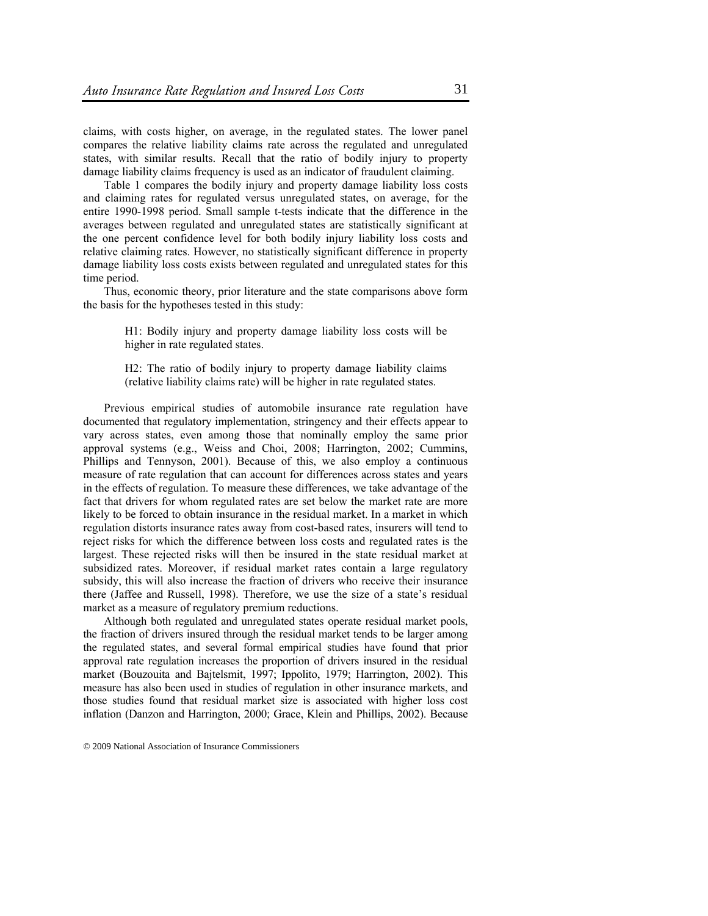claims, with costs higher, on average, in the regulated states. The lower panel compares the relative liability claims rate across the regulated and unregulated states, with similar results. Recall that the ratio of bodily injury to property damage liability claims frequency is used as an indicator of fraudulent claiming.

Table 1 compares the bodily injury and property damage liability loss costs and claiming rates for regulated versus unregulated states, on average, for the entire 1990-1998 period. Small sample t-tests indicate that the difference in the averages between regulated and unregulated states are statistically significant at the one percent confidence level for both bodily injury liability loss costs and relative claiming rates. However, no statistically significant difference in property damage liability loss costs exists between regulated and unregulated states for this time period.

Thus, economic theory, prior literature and the state comparisons above form the basis for the hypotheses tested in this study:

> H1: Bodily injury and property damage liability loss costs will be higher in rate regulated states.
>
> H2: The ratio of bodily injury to property damage liability claims (relative liability claims rate) will be higher in rate regulated states.

Previous empirical studies of automobile insurance rate regulation have documented that regulatory implementation, stringency and their effects appear to vary across states, even among those that nominally employ the same prior approval systems (e.g., Weiss and Choi, 2008; Harrington, 2002; Cummins, Phillips and Tennyson, 2001). Because of this, we also employ a continuous measure of rate regulation that can account for differences across states and years in the effects of regulation. To measure these differences, we take advantage of the fact that drivers for whom regulated rates are set below the market rate are more likely to be forced to obtain insurance in the residual market. In a market in which regulation distorts insurance rates away from cost-based rates, insurers will tend to reject risks for which the difference between loss costs and regulated rates is the largest. These rejected risks will then be insured in the state residual market at subsidized rates. Moreover, if residual market rates contain a large regulatory subsidy, this will also increase the fraction of drivers who receive their insurance there (Jaffee and Russell, 1998). Therefore, we use the size of a state's residual market as a measure of regulatory premium reductions.

Although both regulated and unregulated states operate residual market pools, the fraction of drivers insured through the residual market tends to be larger among the regulated states, and several formal empirical studies have found that prior approval rate regulation increases the proportion of drivers insured in the residual market (Bouzouita and Bajtelsmit, 1997; Ippolito, 1979; Harrington, 2002). This measure has also been used in studies of regulation in other insurance markets, and those studies found that residual market size is associated with higher loss cost inflation (Danzon and Harrington, 2000; Grace, Klein and Phillips, 2002). Because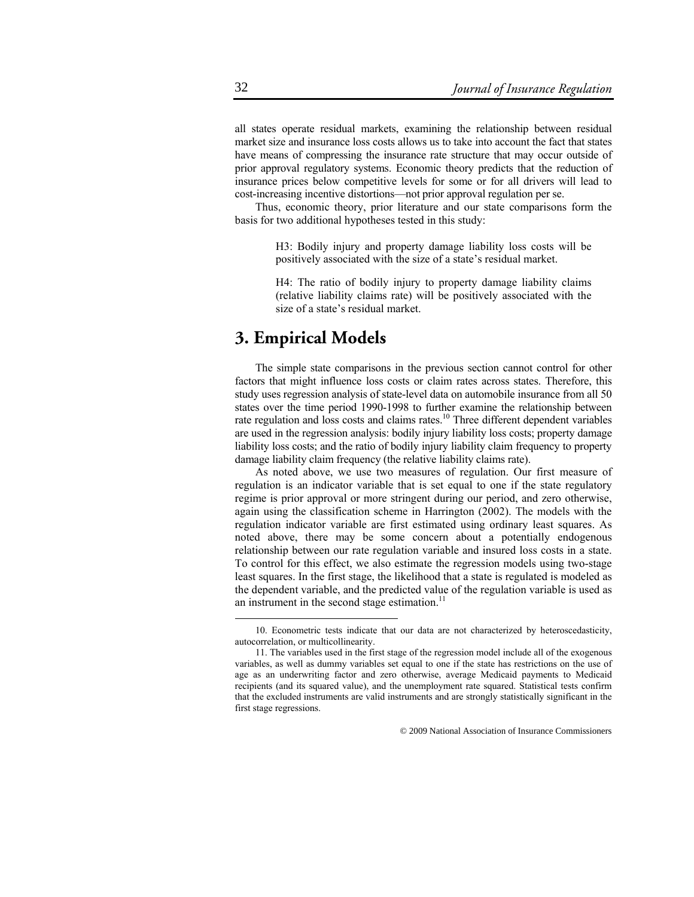all states operate residual markets, examining the relationship between residual market size and insurance loss costs allows us to take into account the fact that states have means of compressing the insurance rate structure that may occur outside of prior approval regulatory systems. Economic theory predicts that the reduction of insurance prices below competitive levels for some or for all drivers will lead to cost-increasing incentive distortions—not prior approval regulation per se.

Thus, economic theory, prior literature and our state comparisons form the basis for two additional hypotheses tested in this study:

> H3: Bodily injury and property damage liability loss costs will be positively associated with the size of a state's residual market.
>
> H4: The ratio of bodily injury to property damage liability claims (relative liability claims rate) will be positively associated with the size of a state's residual market.

# 3. Empirical Models

The simple state comparisons in the previous section cannot control for other factors that might influence loss costs or claim rates across states. Therefore, this study uses regression analysis of state-level data on automobile insurance from all 50 states over the time period 1990-1998 to further examine the relationship between rate regulation and loss costs and claims rates.[10] Three different dependent variables are used in the regression analysis: bodily injury liability loss costs; property damage liability loss costs; and the ratio of bodily injury liability claim frequency to property damage liability claim frequency (the relative liability claims rate).

As noted above, we use two measures of regulation. Our first measure of regulation is an indicator variable that is set equal to one if the state regulatory regime is prior approval or more stringent during our period, and zero otherwise, again using the classification scheme in Harrington (2002). The models with the regulation indicator variable are first estimated using ordinary least squares. As noted above, there may be some concern about a potentially endogenous relationship between our rate regulation variable and insured loss costs in a state. To control for this effect, we also estimate the regression models using two-stage least squares. In the first stage, the likelihood that a state is regulated is modeled as the dependent variable, and the predicted value of the regulation variable is used as an instrument in the second stage estimation.[11]

---

10. Econometric tests indicate that our data are not characterized by heteroscedasticity, autocorrelation, or multicollinearity.

11. The variables used in the first stage of the regression model include all of the exogenous variables, as well as dummy variables set equal to one if the state has restrictions on the use of age as an underwriting factor and zero otherwise, average Medicaid payments to Medicaid recipients (and its squared value), and the unemployment rate squared. Statistical tests confirm that the excluded instruments are valid instruments and are strongly statistically significant in the first stage regressions.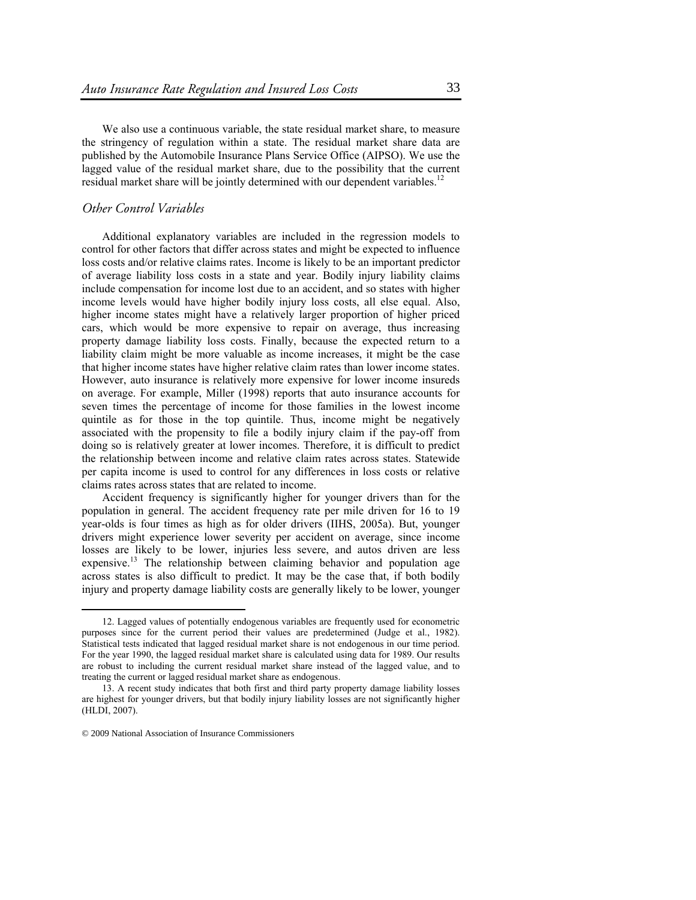We also use a continuous variable, the state residual market share, to measure the stringency of regulation within a state. The residual market share data are published by the Automobile Insurance Plans Service Office (AIPSO). We use the lagged value of the residual market share, due to the possibility that the current residual market share will be jointly determined with our dependent variables.[12]

### *Other Control Variables*

Additional explanatory variables are included in the regression models to control for other factors that differ across states and might be expected to influence loss costs and/or relative claims rates. Income is likely to be an important predictor of average liability loss costs in a state and year. Bodily injury liability claims include compensation for income lost due to an accident, and so states with higher income levels would have higher bodily injury loss costs, all else equal. Also, higher income states might have a relatively larger proportion of higher priced cars, which would be more expensive to repair on average, thus increasing property damage liability loss costs. Finally, because the expected return to a liability claim might be more valuable as income increases, it might be the case that higher income states have higher relative claim rates than lower income states. However, auto insurance is relatively more expensive for lower income insureds on average. For example, Miller (1998) reports that auto insurance accounts for seven times the percentage of income for those families in the lowest income quintile as for those in the top quintile. Thus, income might be negatively associated with the propensity to file a bodily injury claim if the pay-off from doing so is relatively greater at lower incomes. Therefore, it is difficult to predict the relationship between income and relative claim rates across states. Statewide per capita income is used to control for any differences in loss costs or relative claims rates across states that are related to income.

Accident frequency is significantly higher for younger drivers than for the population in general. The accident frequency rate per mile driven for 16 to 19 year-olds is four times as high as for older drivers (IIHS, 2005a). But, younger drivers might experience lower severity per accident on average, since income losses are likely to be lower, injuries less severe, and autos driven are less expensive.[13] The relationship between claiming behavior and population age across states is also difficult to predict. It may be the case that, if both bodily injury and property damage liability costs are generally likely to be lower, younger

---

12. Lagged values of potentially endogenous variables are frequently used for econometric purposes since for the current period their values are predetermined (Judge et al., 1982). Statistical tests indicated that lagged residual market share is not endogenous in our time period. For the year 1990, the lagged residual market share is calculated using data for 1989. Our results are robust to including the current residual market share instead of the lagged value, and to treating the current or lagged residual market share as endogenous.

13. A recent study indicates that both first and third party property damage liability losses are highest for younger drivers, but that bodily injury liability losses are not significantly higher (HLDI, 2007).

© 2009 National Association of Insurance Commissioners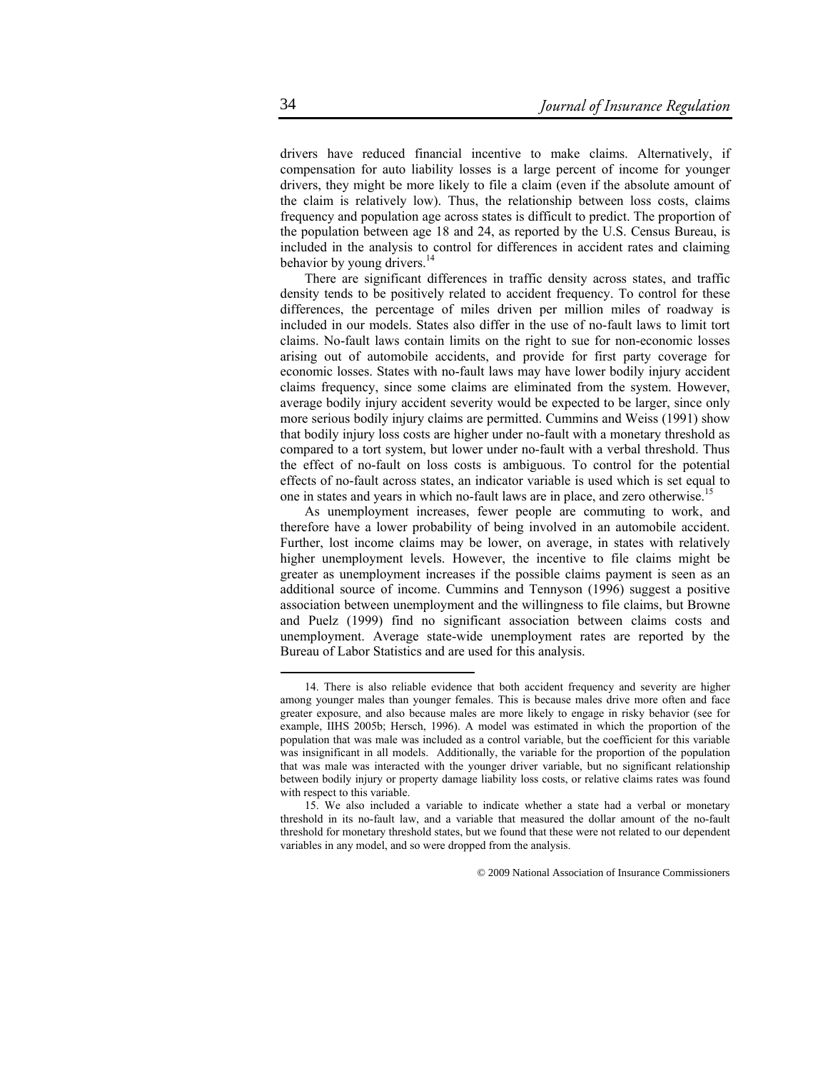drivers have reduced financial incentive to make claims. Alternatively, if compensation for auto liability losses is a large percent of income for younger drivers, they might be more likely to file a claim (even if the absolute amount of the claim is relatively low). Thus, the relationship between loss costs, claims frequency and population age across states is difficult to predict. The proportion of the population between age 18 and 24, as reported by the U.S. Census Bureau, is included in the analysis to control for differences in accident rates and claiming behavior by young drivers.[14]

There are significant differences in traffic density across states, and traffic density tends to be positively related to accident frequency. To control for these differences, the percentage of miles driven per million miles of roadway is included in our models. States also differ in the use of no-fault laws to limit tort claims. No-fault laws contain limits on the right to sue for non-economic losses arising out of automobile accidents, and provide for first party coverage for economic losses. States with no-fault laws may have lower bodily injury accident claims frequency, since some claims are eliminated from the system. However, average bodily injury accident severity would be expected to be larger, since only more serious bodily injury claims are permitted. Cummins and Weiss (1991) show that bodily injury loss costs are higher under no-fault with a monetary threshold as compared to a tort system, but lower under no-fault with a verbal threshold. Thus the effect of no-fault on loss costs is ambiguous. To control for the potential effects of no-fault across states, an indicator variable is used which is set equal to one in states and years in which no-fault laws are in place, and zero otherwise.[15]

As unemployment increases, fewer people are commuting to work, and therefore have a lower probability of being involved in an automobile accident. Further, lost income claims may be lower, on average, in states with relatively higher unemployment levels. However, the incentive to file claims might be greater as unemployment increases if the possible claims payment is seen as an additional source of income. Cummins and Tennyson (1996) suggest a positive association between unemployment and the willingness to file claims, but Browne and Puelz (1999) find no significant association between claims costs and unemployment. Average state-wide unemployment rates are reported by the Bureau of Labor Statistics and are used for this analysis.

---

14. There is also reliable evidence that both accident frequency and severity are higher among younger males than younger females. This is because males drive more often and face greater exposure, and also because males are more likely to engage in risky behavior (see for example, IIHS 2005b; Hersch, 1996). A model was estimated in which the proportion of the population that was male was included as a control variable, but the coefficient for this variable was insignificant in all models. Additionally, the variable for the proportion of the population that was male was interacted with the younger driver variable, but no significant relationship between bodily injury or property damage liability loss costs, or relative claims rates was found with respect to this variable.

15. We also included a variable to indicate whether a state had a verbal or monetary threshold in its no-fault law, and a variable that measured the dollar amount of the no-fault threshold for monetary threshold states, but we found that these were not related to our dependent variables in any model, and so were dropped from the analysis.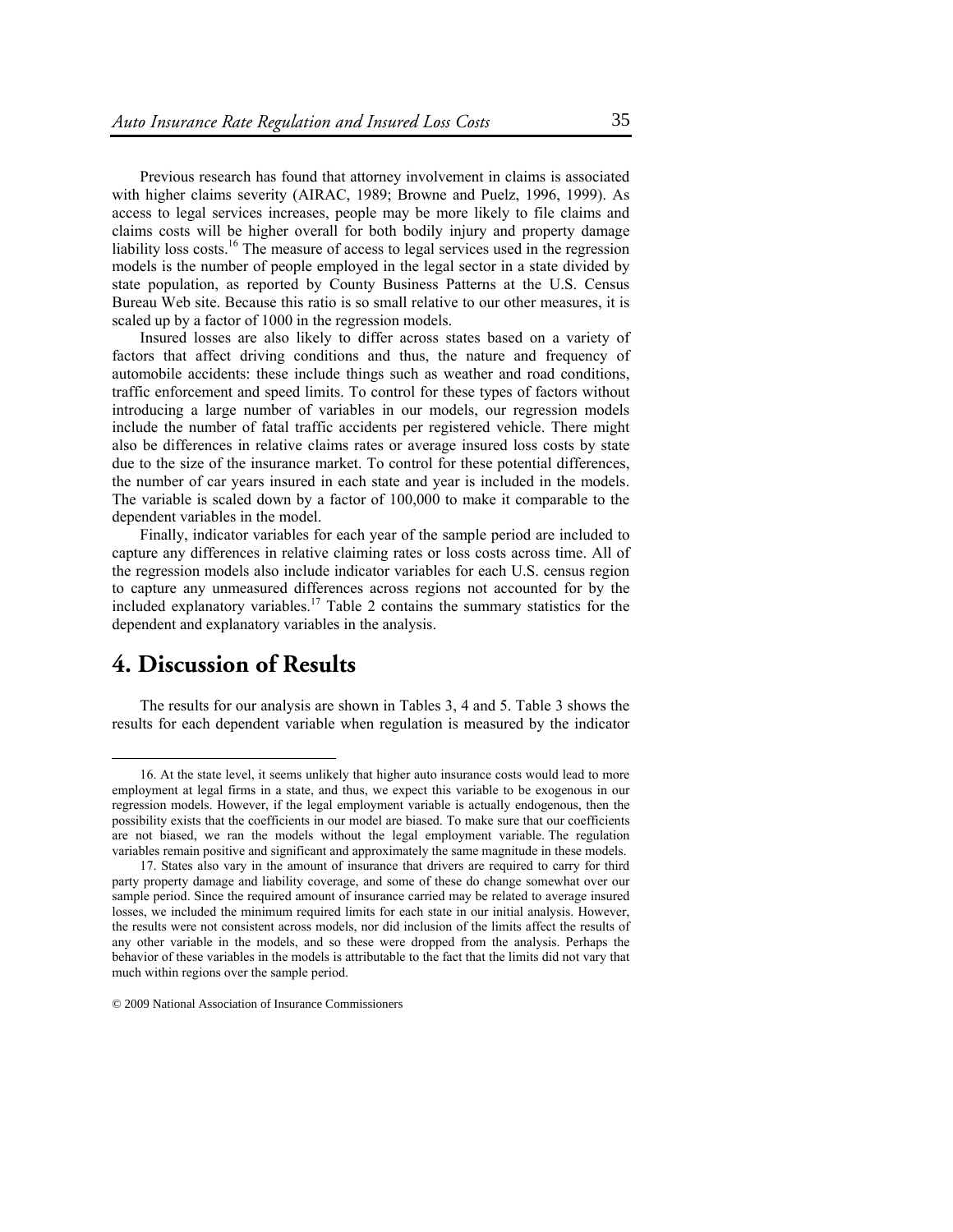Previous research has found that attorney involvement in claims is associated with higher claims severity (AIRAC, 1989; Browne and Puelz, 1996, 1999). As access to legal services increases, people may be more likely to file claims and claims costs will be higher overall for both bodily injury and property damage liability loss costs.[16] The measure of access to legal services used in the regression models is the number of people employed in the legal sector in a state divided by state population, as reported by County Business Patterns at the U.S. Census Bureau Web site. Because this ratio is so small relative to our other measures, it is scaled up by a factor of 1000 in the regression models.

Insured losses are also likely to differ across states based on a variety of factors that affect driving conditions and thus, the nature and frequency of automobile accidents: these include things such as weather and road conditions, traffic enforcement and speed limits. To control for these types of factors without introducing a large number of variables in our models, our regression models include the number of fatal traffic accidents per registered vehicle. There might also be differences in relative claims rates or average insured loss costs by state due to the size of the insurance market. To control for these potential differences, the number of car years insured in each state and year is included in the models. The variable is scaled down by a factor of 100,000 to make it comparable to the dependent variables in the model.

Finally, indicator variables for each year of the sample period are included to capture any differences in relative claiming rates or loss costs across time. All of the regression models also include indicator variables for each U.S. census region to capture any unmeasured differences across regions not accounted for by the included explanatory variables.[17] Table 2 contains the summary statistics for the dependent and explanatory variables in the analysis.

# 4. Discussion of Results

The results for our analysis are shown in Tables 3, 4 and 5. Table 3 shows the results for each dependent variable when regulation is measured by the indicator

---

16. At the state level, it seems unlikely that higher auto insurance costs would lead to more employment at legal firms in a state, and thus, we expect this variable to be exogenous in our regression models. However, if the legal employment variable is actually endogenous, then the possibility exists that the coefficients in our model are biased. To make sure that our coefficients are not biased, we ran the models without the legal employment variable. The regulation variables remain positive and significant and approximately the same magnitude in these models.

17. States also vary in the amount of insurance that drivers are required to carry for third party property damage and liability coverage, and some of these do change somewhat over our sample period. Since the required amount of insurance carried may be related to average insured losses, we included the minimum required limits for each state in our initial analysis. However, the results were not consistent across models, nor did inclusion of the limits affect the results of any other variable in the models, and so these were dropped from the analysis. Perhaps the behavior of these variables in the models is attributable to the fact that the limits did not vary that much within regions over the sample period.

© 2009 National Association of Insurance Commissioners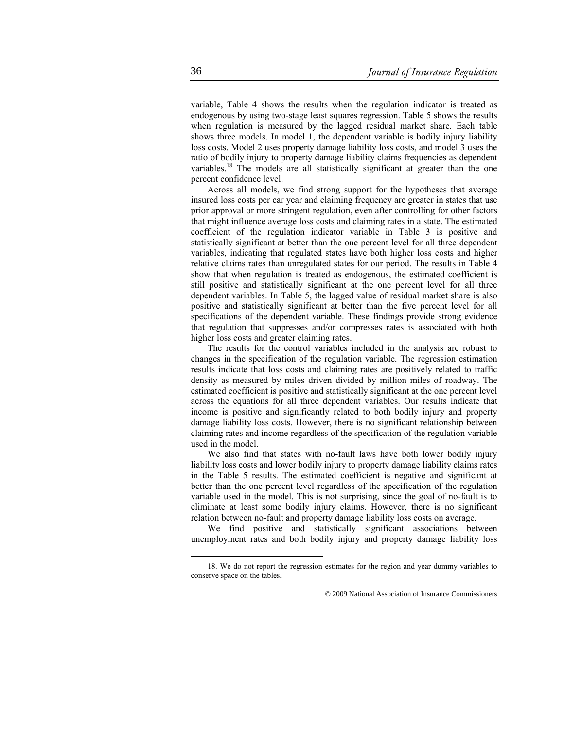variable, Table 4 shows the results when the regulation indicator is treated as endogenous by using two-stage least squares regression. Table 5 shows the results when regulation is measured by the lagged residual market share. Each table shows three models. In model 1, the dependent variable is bodily injury liability loss costs. Model 2 uses property damage liability loss costs, and model 3 uses the ratio of bodily injury to property damage liability claims frequencies as dependent variables.[18] The models are all statistically significant at greater than the one percent confidence level.

Across all models, we find strong support for the hypotheses that average insured loss costs per car year and claiming frequency are greater in states that use prior approval or more stringent regulation, even after controlling for other factors that might influence average loss costs and claiming rates in a state. The estimated coefficient of the regulation indicator variable in Table 3 is positive and statistically significant at better than the one percent level for all three dependent variables, indicating that regulated states have both higher loss costs and higher relative claims rates than unregulated states for our period. The results in Table 4 show that when regulation is treated as endogenous, the estimated coefficient is still positive and statistically significant at the one percent level for all three dependent variables. In Table 5, the lagged value of residual market share is also positive and statistically significant at better than the five percent level for all specifications of the dependent variable. These findings provide strong evidence that regulation that suppresses and/or compresses rates is associated with both higher loss costs and greater claiming rates.

The results for the control variables included in the analysis are robust to changes in the specification of the regulation variable. The regression estimation results indicate that loss costs and claiming rates are positively related to traffic density as measured by miles driven divided by million miles of roadway. The estimated coefficient is positive and statistically significant at the one percent level across the equations for all three dependent variables. Our results indicate that income is positive and significantly related to both bodily injury and property damage liability loss costs. However, there is no significant relationship between claiming rates and income regardless of the specification of the regulation variable used in the model.

We also find that states with no-fault laws have both lower bodily injury liability loss costs and lower bodily injury to property damage liability claims rates in the Table 5 results. The estimated coefficient is negative and significant at better than the one percent level regardless of the specification of the regulation variable used in the model. This is not surprising, since the goal of no-fault is to eliminate at least some bodily injury claims. However, there is no significant relation between no-fault and property damage liability loss costs on average.

We find positive and statistically significant associations between unemployment rates and both bodily injury and property damage liability loss

18. We do not report the regression estimates for the region and year dummy variables to conserve space on the tables.

© 2009 National Association of Insurance Commissioners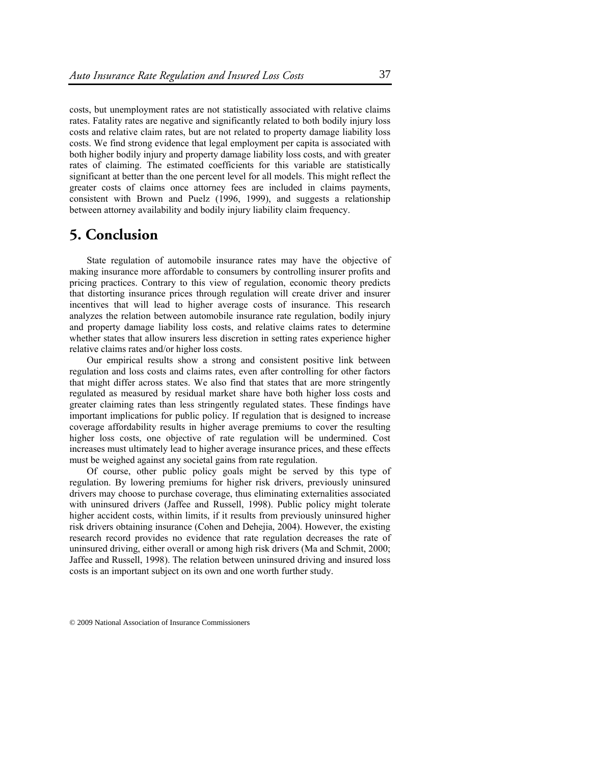costs, but unemployment rates are not statistically associated with relative claims rates. Fatality rates are negative and significantly related to both bodily injury loss costs and relative claim rates, but are not related to property damage liability loss costs. We find strong evidence that legal employment per capita is associated with both higher bodily injury and property damage liability loss costs, and with greater rates of claiming. The estimated coefficients for this variable are statistically significant at better than the one percent level for all models. This might reflect the greater costs of claims once attorney fees are included in claims payments, consistent with Brown and Puelz (1996, 1999), and suggests a relationship between attorney availability and bodily injury liability claim frequency.

# 5. Conclusion

State regulation of automobile insurance rates may have the objective of making insurance more affordable to consumers by controlling insurer profits and pricing practices. Contrary to this view of regulation, economic theory predicts that distorting insurance prices through regulation will create driver and insurer incentives that will lead to higher average costs of insurance. This research analyzes the relation between automobile insurance rate regulation, bodily injury and property damage liability loss costs, and relative claims rates to determine whether states that allow insurers less discretion in setting rates experience higher relative claims rates and/or higher loss costs.

Our empirical results show a strong and consistent positive link between regulation and loss costs and claims rates, even after controlling for other factors that might differ across states. We also find that states that are more stringently regulated as measured by residual market share have both higher loss costs and greater claiming rates than less stringently regulated states. These findings have important implications for public policy. If regulation that is designed to increase coverage affordability results in higher average premiums to cover the resulting higher loss costs, one objective of rate regulation will be undermined. Cost increases must ultimately lead to higher average insurance prices, and these effects must be weighed against any societal gains from rate regulation.

Of course, other public policy goals might be served by this type of regulation. By lowering premiums for higher risk drivers, previously uninsured drivers may choose to purchase coverage, thus eliminating externalities associated with uninsured drivers (Jaffee and Russell, 1998). Public policy might tolerate higher accident costs, within limits, if it results from previously uninsured higher risk drivers obtaining insurance (Cohen and Dehejia, 2004). However, the existing research record provides no evidence that rate regulation decreases the rate of uninsured driving, either overall or among high risk drivers (Ma and Schmit, 2000; Jaffee and Russell, 1998). The relation between uninsured driving and insured loss costs is an important subject on its own and one worth further study.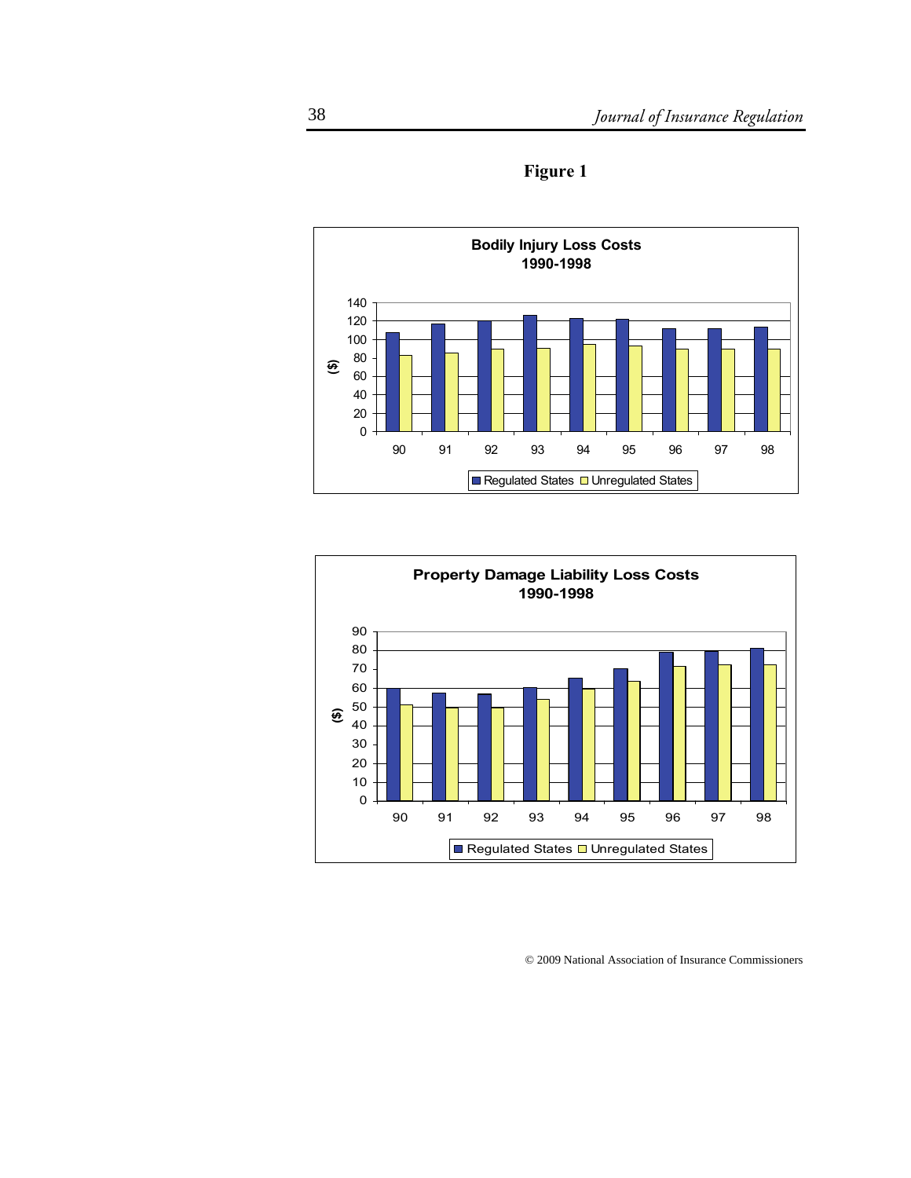**Figure 1**

**Bodily Injury Loss Costs**
**1990-1998**

**Property Damage Liability Loss Costs**
**1990-1998**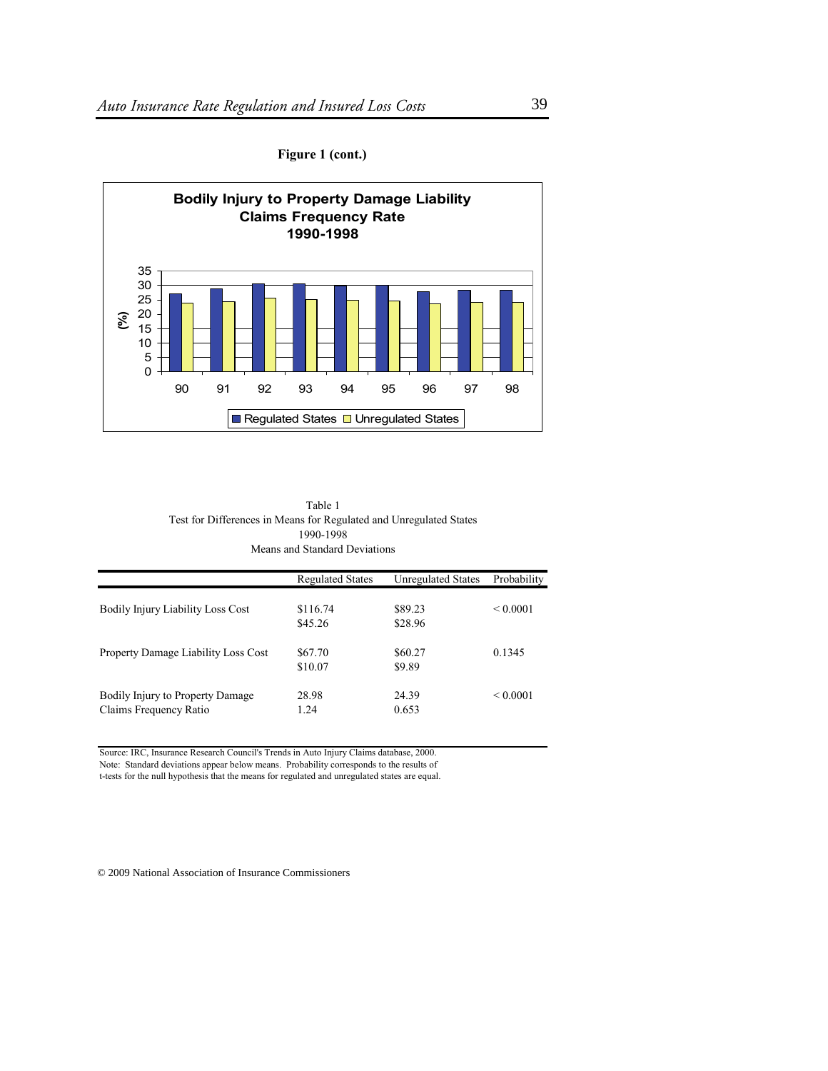**Figure 1 (cont.)**

Table 1
Test for Differences in Means for Regulated and Unregulated States
1990-1998
Means and Standard Deviations

| | Regulated States | Unregulated States | Probability |
|---|---|---|---|
| Bodily Injury Liability Loss Cost | \$116.74<br>\$45.26 | \$89.23<br>\$28.96 | < 0.0001 |
| Property Damage Liability Loss Cost | \$67.70<br>\$10.07 | \$60.27<br>\$9.89 | 0.1345 |
| Bodily Injury to Property Damage Claims Frequency Ratio | 28.98<br>1.24 | 24.39<br>0.653 | < 0.0001 |

Source: IRC, Insurance Research Council's Trends in Auto Injury Claims database, 2000.
Note: Standard deviations appear below means. Probability corresponds to the results of t-tests for the null hypothesis that the means for regulated and unregulated states are equal.

© 2009 National Association of Insurance Commissioners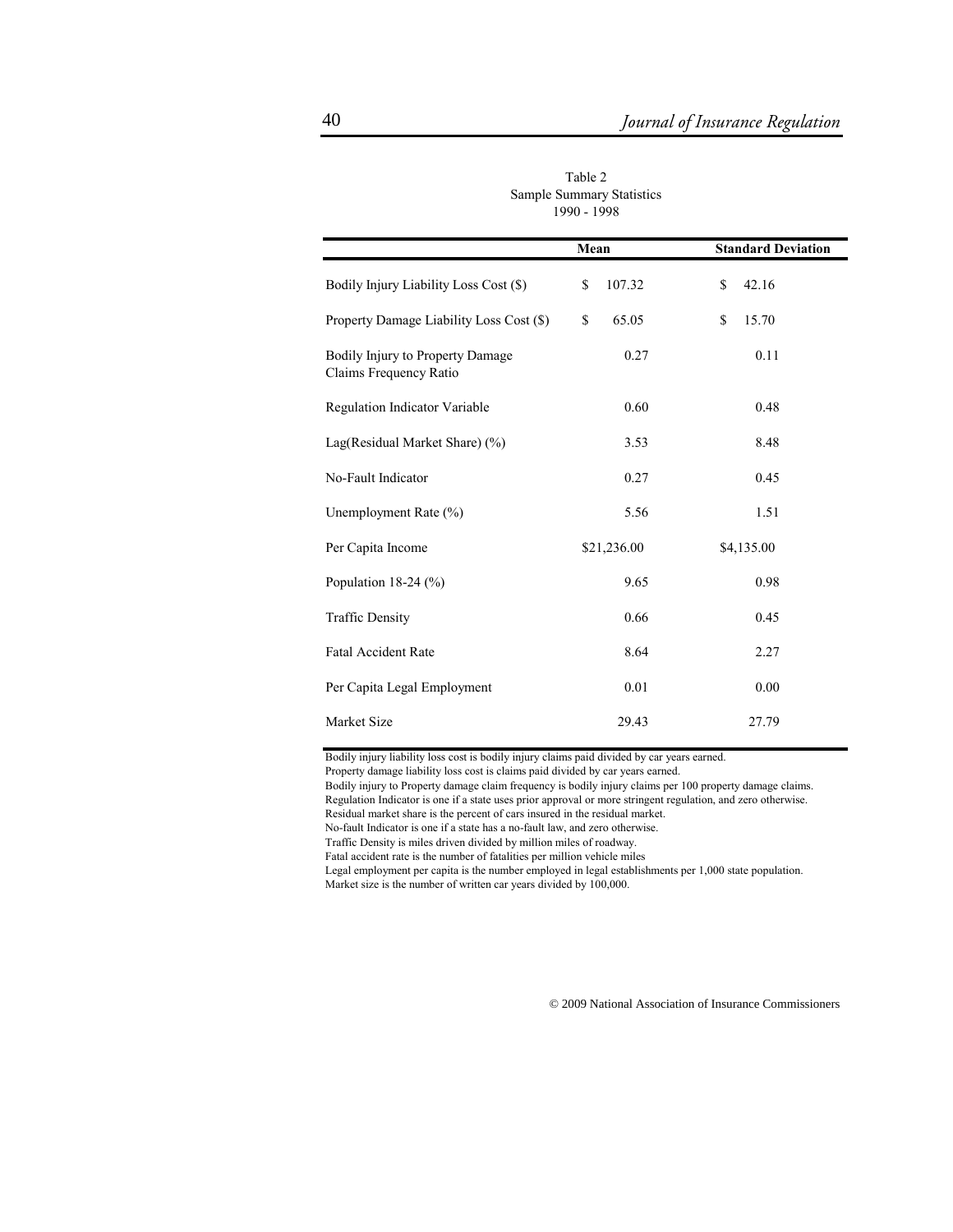Table 2
Sample Summary Statistics
1990 - 1998

| | Mean | Standard Deviation |
|---|---|---|
| Bodily Injury Liability Loss Cost ($) | $ 107.32 | $ 42.16 |
| Property Damage Liability Loss Cost ($) | $ 65.05 | $ 15.70 |
| Bodily Injury to Property Damage Claims Frequency Ratio | 0.27 | 0.11 |
| Regulation Indicator Variable | 0.60 | 0.48 |
| Lag(Residual Market Share) (%) | 3.53 | 8.48 |
| No-Fault Indicator | 0.27 | 0.45 |
| Unemployment Rate (%) | 5.56 | 1.51 |
| Per Capita Income | $21,236.00 | $4,135.00 |
| Population 18-24 (%) | 9.65 | 0.98 |
| Traffic Density | 0.66 | 0.45 |
| Fatal Accident Rate | 8.64 | 2.27 |
| Per Capita Legal Employment | 0.01 | 0.00 |
| Market Size | 29.43 | 27.79 |

Bodily injury liability loss cost is bodily injury claims paid divided by car years earned.
Property damage liability loss cost is claims paid divided by car years earned.
Bodily injury to Property damage claim frequency is bodily injury claims per 100 property damage claims.
Regulation Indicator is one if a state uses prior approval or more stringent regulation, and zero otherwise.
Residual market share is the percent of cars insured in the residual market.
No-fault Indicator is one if a state has a no-fault law, and zero otherwise.
Traffic Density is miles driven divided by million miles of roadway.
Fatal accident rate is the number of fatalities per million vehicle miles
Legal employment per capita is the number employed in legal establishments per 1,000 state population.
Market size is the number of written car years divided by 100,000.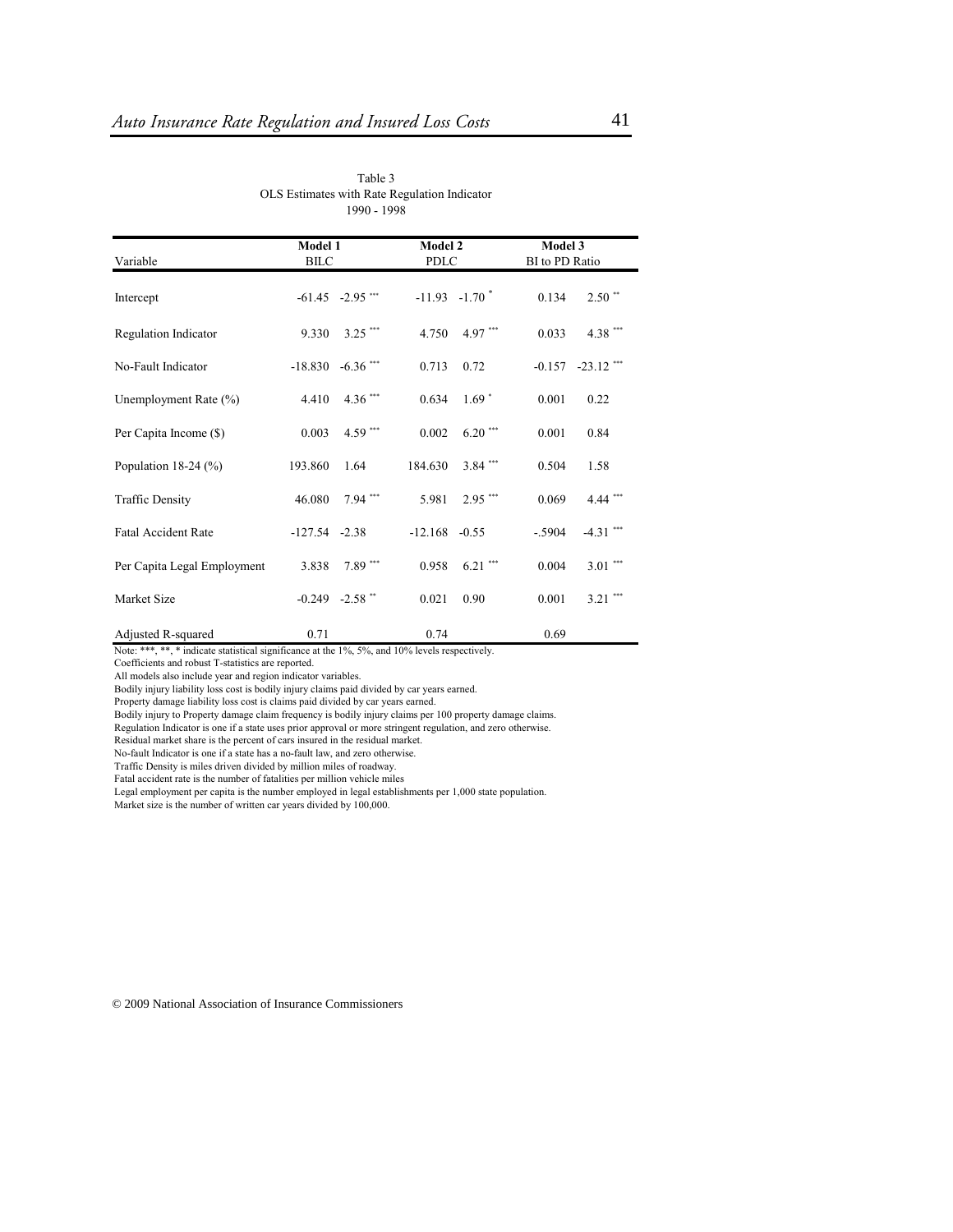Table 3
OLS Estimates with Rate Regulation Indicator
1990 - 1998

| Variable | Model 1 BILC | | Model 2 PDLC | | Model 3 BI to PD Ratio | |
|---|---|---|---|---|---|---|
| Intercept | -61.45 | -2.95 *** | -11.93 | -1.70 * | 0.134 | 2.50 ** |
| Regulation Indicator | 9.330 | 3.25 *** | 4.750 | 4.97 *** | 0.033 | 4.38 *** |
| No-Fault Indicator | -18.830 | -6.36 *** | 0.713 | 0.72 | -0.157 | -23.12 *** |
| Unemployment Rate (%) | 4.410 | 4.36 *** | 0.634 | 1.69 * | 0.001 | 0.22 |
| Per Capita Income ($) | 0.003 | 4.59 *** | 0.002 | 6.20 *** | 0.001 | 0.84 |
| Population 18-24 (%) | 193.860 | 1.64 | 184.630 | 3.84 *** | 0.504 | 1.58 |
| Traffic Density | 46.080 | 7.94 *** | 5.981 | 2.95 *** | 0.069 | 4.44 *** |
| Fatal Accident Rate | -127.54 | -2.38 | -12.168 | -0.55 | -.5904 | -4.31 *** |
| Per Capita Legal Employment | 3.838 | 7.89 *** | 0.958 | 6.21 *** | 0.004 | 3.01 *** |
| Market Size | -0.249 | -2.58 ** | 0.021 | 0.90 | 0.001 | 3.21 *** |
| Adjusted R-squared | 0.71 | | 0.74 | | 0.69 | |

Note: ***, **, * indicate statistical significance at the 1%, 5%, and 10% levels respectively.
Coefficients and robust T-statistics are reported.
All models also include year and region indicator variables.
Bodily injury liability loss cost is bodily injury claims paid divided by car years earned.
Property damage liability loss cost is claims paid divided by car years earned.
Bodily injury to Property damage claim frequency is bodily injury claims per 100 property damage claims.
Regulation Indicator is one if a state uses prior approval or more stringent regulation, and zero otherwise.
Residual market share is the percent of cars insured in the residual market.
No-fault Indicator is one if a state has a no-fault law, and zero otherwise.
Traffic Density is miles driven divided by million miles of roadway.
Fatal accident rate is the number of fatalities per million vehicle miles
Legal employment per capita is the number employed in legal establishments per 1,000 state population.
Market size is the number of written car years divided by 100,000.

© 2009 National Association of Insurance Commissioners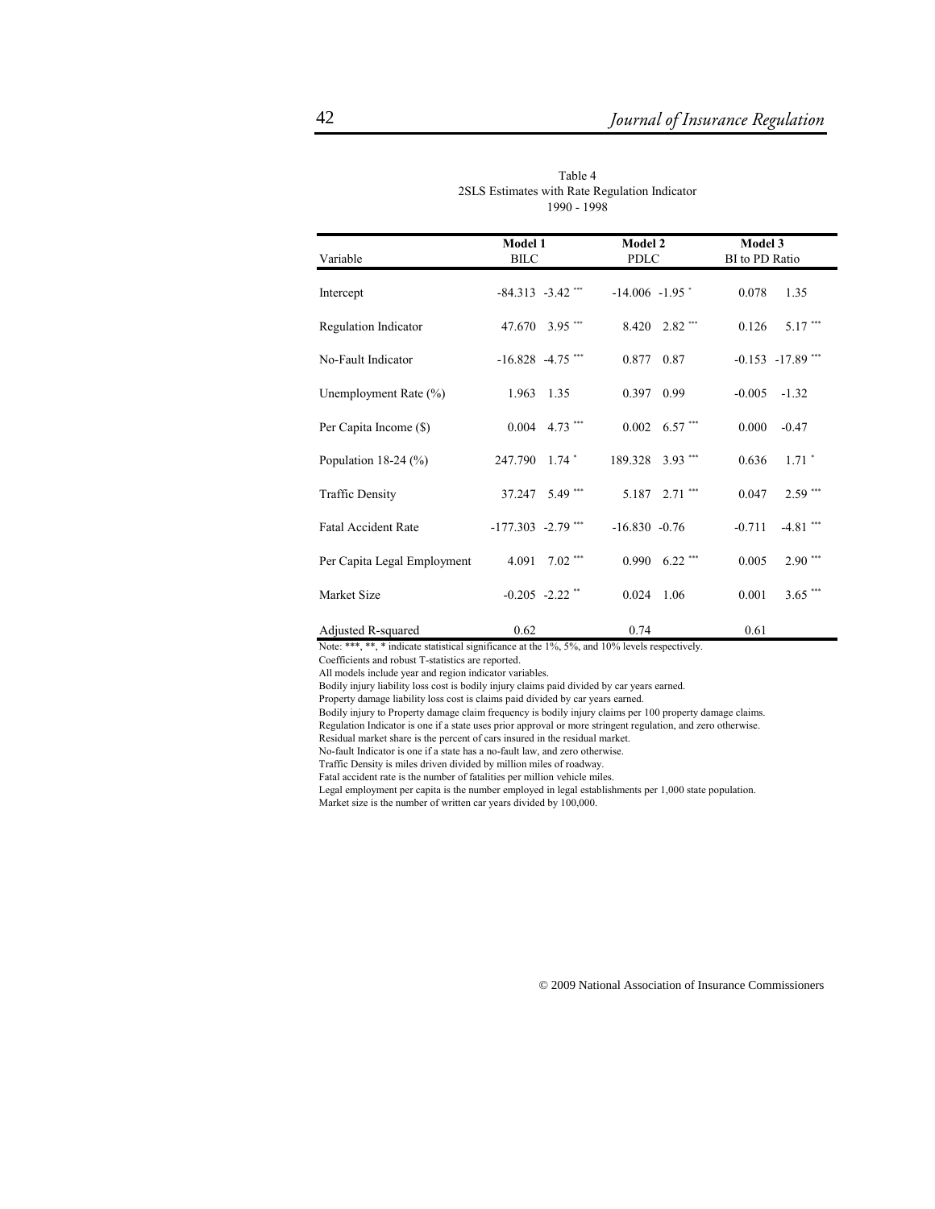Table 4
2SLS Estimates with Rate Regulation Indicator
1990 - 1998

| Variable | Model 1 BILC | | Model 2 PDLC | | Model 3 BI to PD Ratio | |
|---|---|---|---|---|---|---|
| Intercept | -84.313 | -3.42 *** | -14.006 | -1.95 * | 0.078 | 1.35 |
| Regulation Indicator | 47.670 | 3.95 *** | 8.420 | 2.82 *** | 0.126 | 5.17 *** |
| No-Fault Indicator | -16.828 | -4.75 *** | 0.877 | 0.87 | -0.153 | -17.89 *** |
| Unemployment Rate (%) | 1.963 | 1.35 | 0.397 | 0.99 | -0.005 | -1.32 |
| Per Capita Income ($) | 0.004 | 4.73 *** | 0.002 | 6.57 *** | 0.000 | -0.47 |
| Population 18-24 (%) | 247.790 | 1.74 * | 189.328 | 3.93 *** | 0.636 | 1.71 * |
| Traffic Density | 37.247 | 5.49 *** | 5.187 | 2.71 *** | 0.047 | 2.59 *** |
| Fatal Accident Rate | -177.303 | -2.79 *** | -16.830 | -0.76 | -0.711 | -4.81 *** |
| Per Capita Legal Employment | 4.091 | 7.02 *** | 0.990 | 6.22 *** | 0.005 | 2.90 *** |
| Market Size | -0.205 | -2.22 ** | 0.024 | 1.06 | 0.001 | 3.65 *** |
| Adjusted R-squared | 0.62 | | 0.74 | | 0.61 | |

Note: ***, **, * indicate statistical significance at the 1%, 5%, and 10% levels respectively.
Coefficients and robust T-statistics are reported.
All models include year and region indicator variables.
Bodily injury liability loss cost is bodily injury claims paid divided by car years earned.
Property damage liability loss cost is claims paid divided by car years earned.
Bodily injury to Property damage claim frequency is bodily injury claims per 100 property damage claims.
Regulation Indicator is one if a state uses prior approval or more stringent regulation, and zero otherwise.
Residual market share is the percent of cars insured in the residual market.
No-fault Indicator is one if a state has a no-fault law, and zero otherwise.
Traffic Density is miles driven divided by million miles of roadway.
Fatal accident rate is the number of fatalities per million vehicle miles.
Legal employment per capita is the number employed in legal establishments per 1,000 state population.
Market size is the number of written car years divided by 100,000.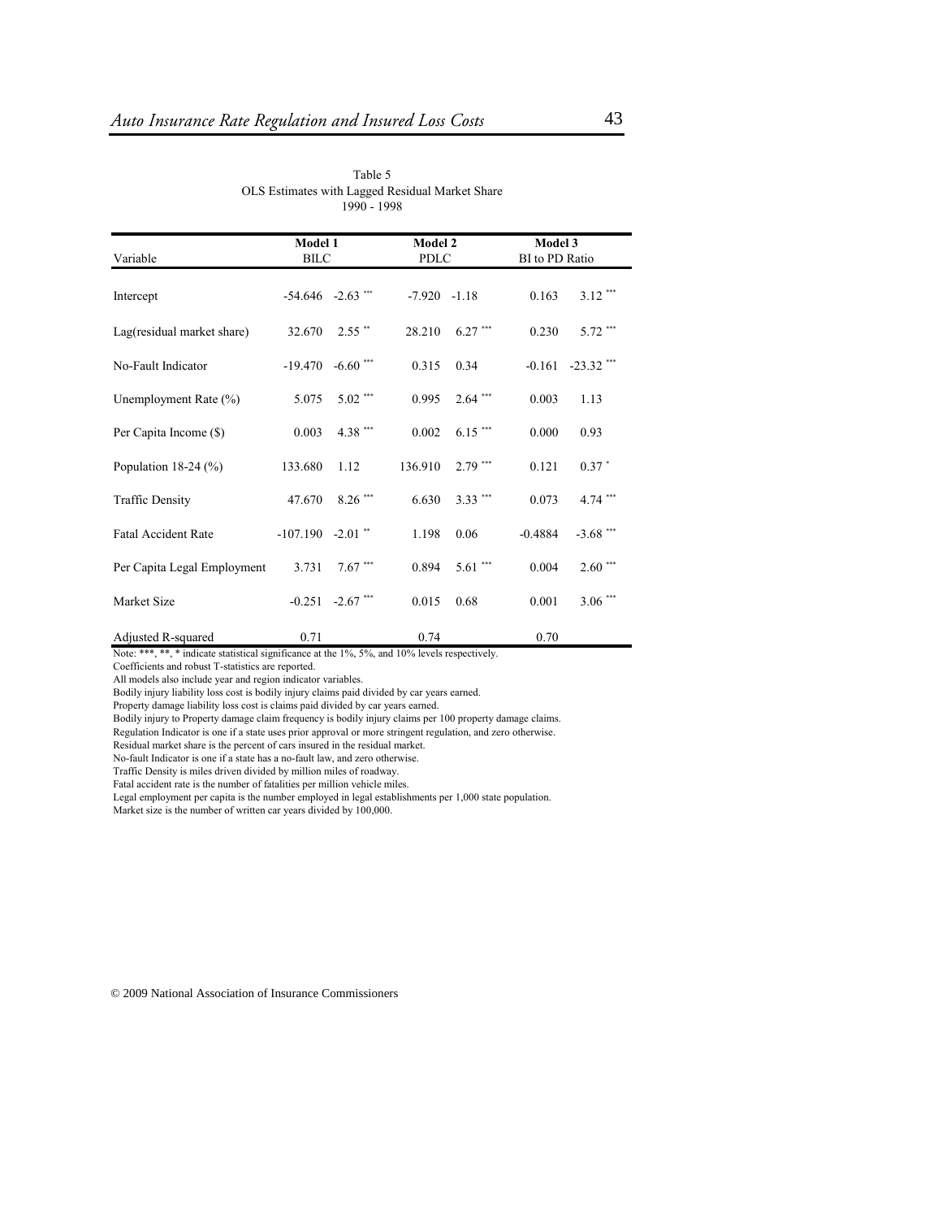Table 5
OLS Estimates with Lagged Residual Market Share
1990 - 1998

| Variable | Model 1 BILC | | Model 2 PDLC | | Model 3 BI to PD Ratio | |
|---|---|---|---|---|---|---|
| Intercept | -54.646 | -2.63 *** | -7.920 | -1.18 | 0.163 | 3.12 *** |
| Lag(residual market share) | 32.670 | 2.55 ** | 28.210 | 6.27 *** | 0.230 | 5.72 *** |
| No-Fault Indicator | -19.470 | -6.60 *** | 0.315 | 0.34 | -0.161 | -23.32 *** |
| Unemployment Rate (%) | 5.075 | 5.02 *** | 0.995 | 2.64 *** | 0.003 | 1.13 |
| Per Capita Income ($) | 0.003 | 4.38 *** | 0.002 | 6.15 *** | 0.000 | 0.93 |
| Population 18-24 (%) | 133.680 | 1.12 | 136.910 | 2.79 *** | 0.121 | 0.37 * |
| Traffic Density | 47.670 | 8.26 *** | 6.630 | 3.33 *** | 0.073 | 4.74 *** |
| Fatal Accident Rate | -107.190 | -2.01 ** | 1.198 | 0.06 | -0.4884 | -3.68 *** |
| Per Capita Legal Employment | 3.731 | 7.67 *** | 0.894 | 5.61 *** | 0.004 | 2.60 *** |
| Market Size | -0.251 | -2.67 *** | 0.015 | 0.68 | 0.001 | 3.06 *** |
| Adjusted R-squared | 0.71 | | 0.74 | | 0.70 | |

Note: ***, **, * indicate statistical significance at the 1%, 5%, and 10% levels respectively.
Coefficients and robust T-statistics are reported.
All models also include year and region indicator variables.
Bodily injury liability loss cost is bodily injury claims paid divided by car years earned.
Property damage liability loss cost is claims paid divided by car years earned.
Bodily injury to Property damage claim frequency is bodily injury claims per 100 property damage claims.
Regulation Indicator is one if a state uses prior approval or more stringent regulation, and zero otherwise.
Residual market share is the percent of cars insured in the residual market.
No-fault Indicator is one if a state has a no-fault law, and zero otherwise.
Traffic Density is miles driven divided by million miles of roadway.
Fatal accident rate is the number of fatalities per million vehicle miles.
Legal employment per capita is the number employed in legal establishments per 1,000 state population.
Market size is the number of written car years divided by 100,000.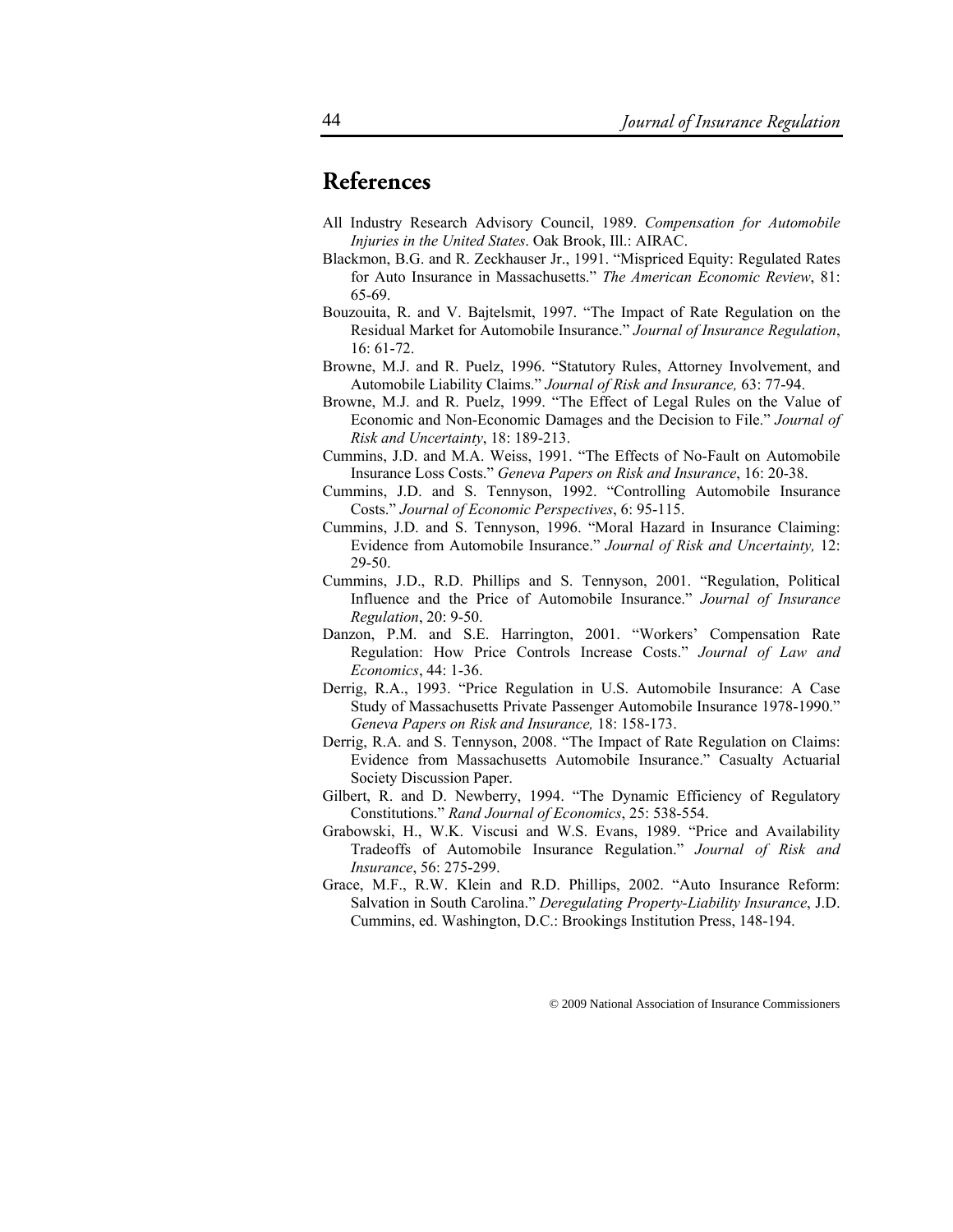## References

All Industry Research Advisory Council, 1989. *Compensation for Automobile Injuries in the United States*. Oak Brook, Ill.: AIRAC.

Blackmon, B.G. and R. Zeckhauser Jr., 1991. "Mispriced Equity: Regulated Rates for Auto Insurance in Massachusetts." *The American Economic Review*, 81: 65-69.

Bouzouita, R. and V. Bajtelsmit, 1997. "The Impact of Rate Regulation on the Residual Market for Automobile Insurance." *Journal of Insurance Regulation*, 16: 61-72.

Browne, M.J. and R. Puelz, 1996. "Statutory Rules, Attorney Involvement, and Automobile Liability Claims." *Journal of Risk and Insurance,* 63: 77-94.

Browne, M.J. and R. Puelz, 1999. "The Effect of Legal Rules on the Value of Economic and Non-Economic Damages and the Decision to File." *Journal of Risk and Uncertainty*, 18: 189-213.

Cummins, J.D. and M.A. Weiss, 1991. "The Effects of No-Fault on Automobile Insurance Loss Costs." *Geneva Papers on Risk and Insurance*, 16: 20-38.

Cummins, J.D. and S. Tennyson, 1992. "Controlling Automobile Insurance Costs." *Journal of Economic Perspectives*, 6: 95-115.

Cummins, J.D. and S. Tennyson, 1996. "Moral Hazard in Insurance Claiming: Evidence from Automobile Insurance." *Journal of Risk and Uncertainty,* 12: 29-50.

Cummins, J.D., R.D. Phillips and S. Tennyson, 2001. "Regulation, Political Influence and the Price of Automobile Insurance." *Journal of Insurance Regulation*, 20: 9-50.

Danzon, P.M. and S.E. Harrington, 2001. "Workers' Compensation Rate Regulation: How Price Controls Increase Costs." *Journal of Law and Economics*, 44: 1-36.

Derrig, R.A., 1993. "Price Regulation in U.S. Automobile Insurance: A Case Study of Massachusetts Private Passenger Automobile Insurance 1978-1990." *Geneva Papers on Risk and Insurance,* 18: 158-173.

Derrig, R.A. and S. Tennyson, 2008. "The Impact of Rate Regulation on Claims: Evidence from Massachusetts Automobile Insurance." Casualty Actuarial Society Discussion Paper.

Gilbert, R. and D. Newberry, 1994. "The Dynamic Efficiency of Regulatory Constitutions." *Rand Journal of Economics*, 25: 538-554.

Grabowski, H., W.K. Viscusi and W.S. Evans, 1989. "Price and Availability Tradeoffs of Automobile Insurance Regulation." *Journal of Risk and Insurance*, 56: 275-299.

Grace, M.F., R.W. Klein and R.D. Phillips, 2002. "Auto Insurance Reform: Salvation in South Carolina." *Deregulating Property-Liability Insurance*, J.D. Cummins, ed. Washington, D.C.: Brookings Institution Press, 148-194.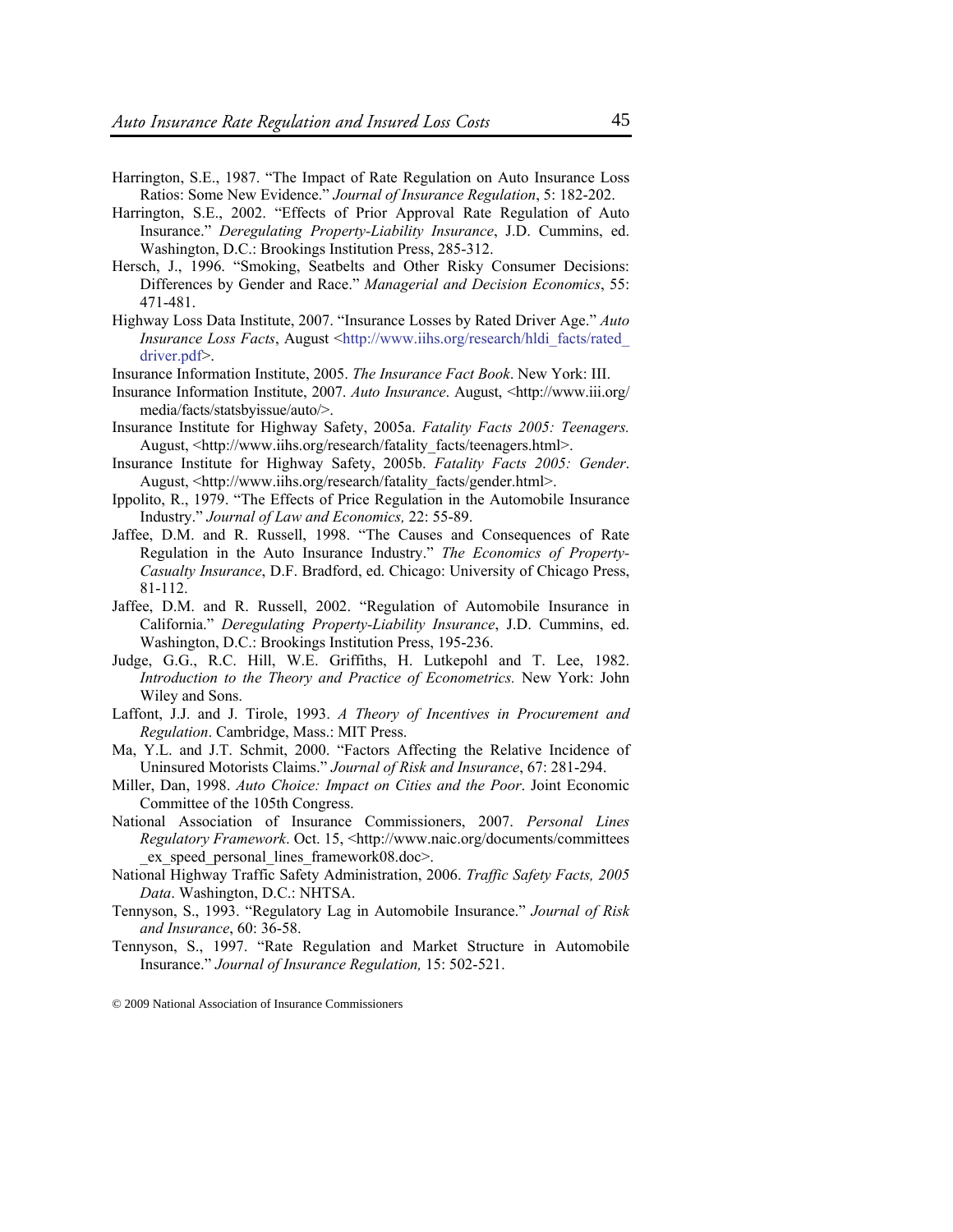Harrington, S.E., 1987. "The Impact of Rate Regulation on Auto Insurance Loss Ratios: Some New Evidence." *Journal of Insurance Regulation*, 5: 182-202.

Harrington, S.E., 2002. "Effects of Prior Approval Rate Regulation of Auto Insurance." *Deregulating Property-Liability Insurance*, J.D. Cummins, ed. Washington, D.C.: Brookings Institution Press, 285-312.

Hersch, J., 1996. "Smoking, Seatbelts and Other Risky Consumer Decisions: Differences by Gender and Race." *Managerial and Decision Economics*, 55: 471-481.

Highway Loss Data Institute, 2007. "Insurance Losses by Rated Driver Age." *Auto Insurance Loss Facts*, August <http://www.iihs.org/research/hldi_facts/rated_driver.pdf>.

Insurance Information Institute, 2005. *The Insurance Fact Book*. New York: III.

Insurance Information Institute, 2007. *Auto Insurance*. August, <http://www.iii.org/media/facts/statsbyissue/auto/>.

Insurance Institute for Highway Safety, 2005a. *Fatality Facts 2005: Teenagers.* August, <http://www.iihs.org/research/fatality_facts/teenagers.html>.

Insurance Institute for Highway Safety, 2005b. *Fatality Facts 2005: Gender*. August, <http://www.iihs.org/research/fatality_facts/gender.html>.

Ippolito, R., 1979. "The Effects of Price Regulation in the Automobile Insurance Industry." *Journal of Law and Economics,* 22: 55-89.

Jaffee, D.M. and R. Russell, 1998. "The Causes and Consequences of Rate Regulation in the Auto Insurance Industry." *The Economics of Property-Casualty Insurance*, D.F. Bradford, ed. Chicago: University of Chicago Press, 81-112.

Jaffee, D.M. and R. Russell, 2002. "Regulation of Automobile Insurance in California." *Deregulating Property-Liability Insurance*, J.D. Cummins, ed. Washington, D.C.: Brookings Institution Press, 195-236.

Judge, G.G., R.C. Hill, W.E. Griffiths, H. Lutkepohl and T. Lee, 1982. *Introduction to the Theory and Practice of Econometrics.* New York: John Wiley and Sons.

Laffont, J.J. and J. Tirole, 1993. *A Theory of Incentives in Procurement and Regulation*. Cambridge, Mass.: MIT Press.

Ma, Y.L. and J.T. Schmit, 2000. "Factors Affecting the Relative Incidence of Uninsured Motorists Claims." *Journal of Risk and Insurance*, 67: 281-294.

Miller, Dan, 1998. *Auto Choice: Impact on Cities and the Poor*. Joint Economic Committee of the 105th Congress.

National Association of Insurance Commissioners, 2007. *Personal Lines Regulatory Framework*. Oct. 15, <http://www.naic.org/documents/committees_ex_speed_personal_lines_framework08.doc>.

National Highway Traffic Safety Administration, 2006. *Traffic Safety Facts, 2005 Data*. Washington, D.C.: NHTSA.

Tennyson, S., 1993. "Regulatory Lag in Automobile Insurance." *Journal of Risk and Insurance*, 60: 36-58.

Tennyson, S., 1997. "Rate Regulation and Market Structure in Automobile Insurance." *Journal of Insurance Regulation,* 15: 502-521.

© 2009 National Association of Insurance Commissioners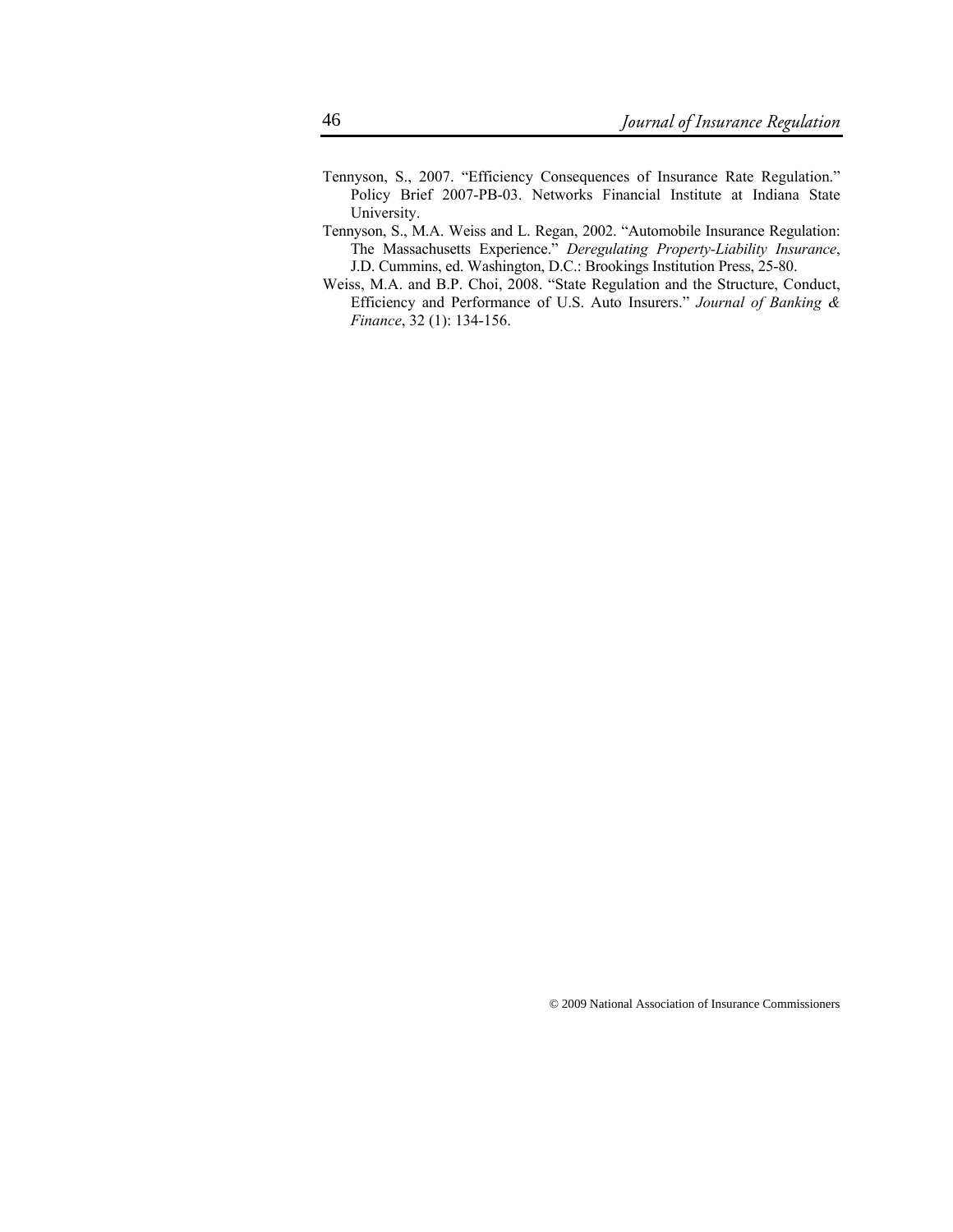Tennyson, S., 2007. "Efficiency Consequences of Insurance Rate Regulation." Policy Brief 2007-PB-03. Networks Financial Institute at Indiana State University.

Tennyson, S., M.A. Weiss and L. Regan, 2002. "Automobile Insurance Regulation: The Massachusetts Experience." *Deregulating Property-Liability Insurance*, J.D. Cummins, ed. Washington, D.C.: Brookings Institution Press, 25-80.

Weiss, M.A. and B.P. Choi, 2008. "State Regulation and the Structure, Conduct, Efficiency and Performance of U.S. Auto Insurers." *Journal of Banking & Finance*, 32 (1): 134-156.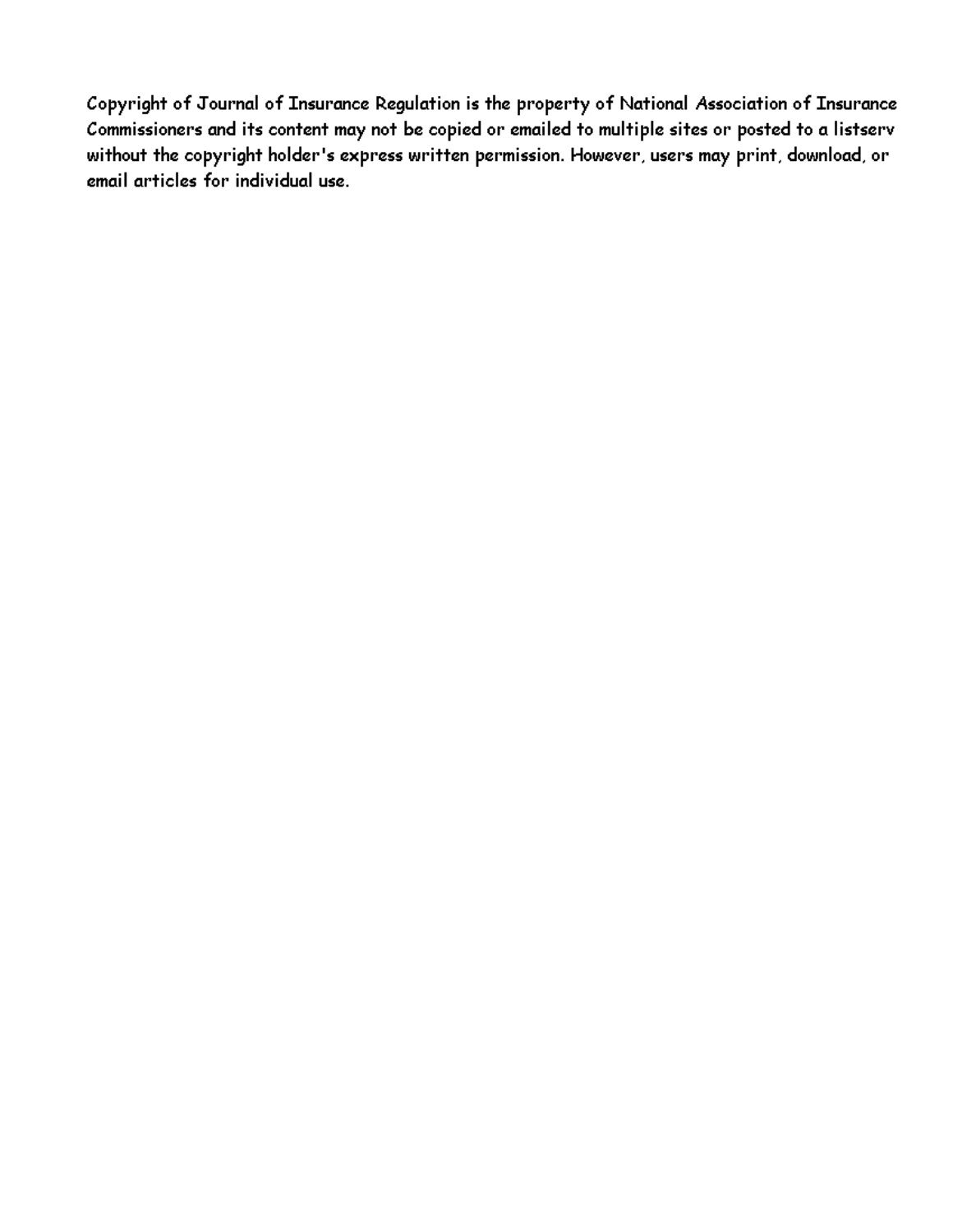Copyright of Journal of Insurance Regulation is the property of National Association of Insurance Commissioners and its content may not be copied or emailed to multiple sites or posted to a listserv without the copyright holder's express written permission. However, users may print, download, or email articles for individual use.